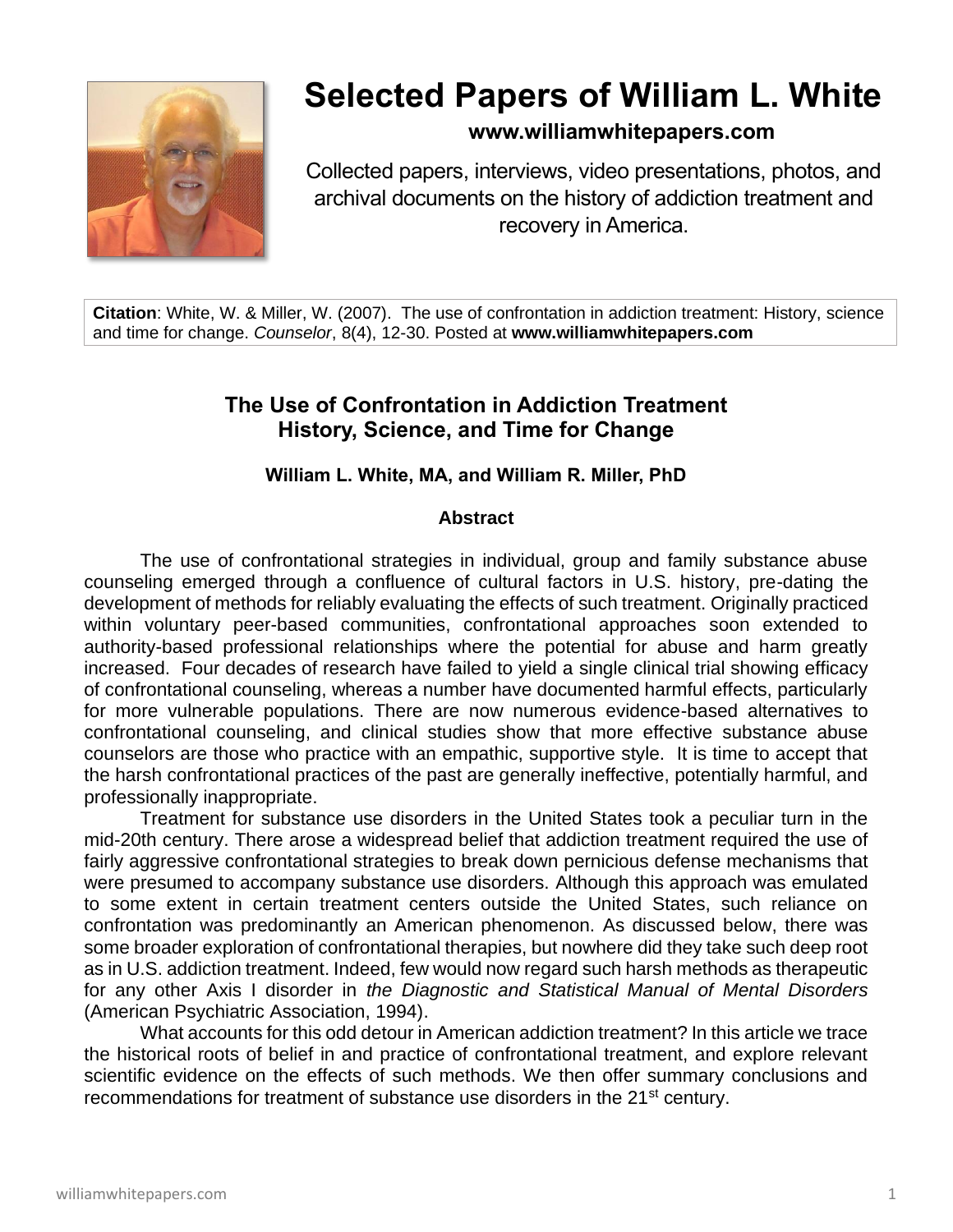# Selected Papers of William L. White

**www.williamwhitepapers.com**

Collected papers, interviews, video presentations, photos, and archival documents on the history of addiction treatment and recovery in America.

**Citation**: White, W. & Miller, W. (2007). The use of confrontation in addiction treatment: History, science and time for change. *Counselor*, 8(4), 12-30. Posted at **www.williamwhitepapers.com**

## The Use of Confrontation in Addiction Treatment History, Science, and Time for Change

**William L. White, MA, and William R. Miller, PhD**

### Abstract

The use of confrontational strategies in individual, group and family substance abuse counseling emerged through a confluence of cultural factors in U.S. history, pre-dating the development of methods for reliably evaluating the effects of such treatment. Originally practiced within voluntary peer-based communities, confrontational approaches soon extended to authority-based professional relationships where the potential for abuse and harm greatly increased. Four decades of research have failed to yield a single clinical trial showing efficacy of confrontational counseling, whereas a number have documented harmful effects, particularly for more vulnerable populations. There are now numerous evidence-based alternatives to confrontational counseling, and clinical studies show that more effective substance abuse counselors are those who practice with an empathic, supportive style. It is time to accept that the harsh confrontational practices of the past are generally ineffective, potentially harmful, and professionally inappropriate.

Treatment for substance use disorders in the United States took a peculiar turn in the mid-20th century. There arose a widespread belief that addiction treatment required the use of fairly aggressive confrontational strategies to break down pernicious defense mechanisms that were presumed to accompany substance use disorders. Although this approach was emulated to some extent in certain treatment centers outside the United States, such reliance on confrontation was predominantly an American phenomenon. As discussed below, there was some broader exploration of confrontational therapies, but nowhere did they take such deep root as in U.S. addiction treatment. Indeed, few would now regard such harsh methods as therapeutic for any other Axis I disorder in *the Diagnostic and Statistical Manual of Mental Disorders* (American Psychiatric Association, 1994).

What accounts for this odd detour in American addiction treatment? In this article we trace the historical roots of belief in and practice of confrontational treatment, and explore relevant scientific evidence on the effects of such methods. We then offer summary conclusions and recommendations for treatment of substance use disorders in the 21st century.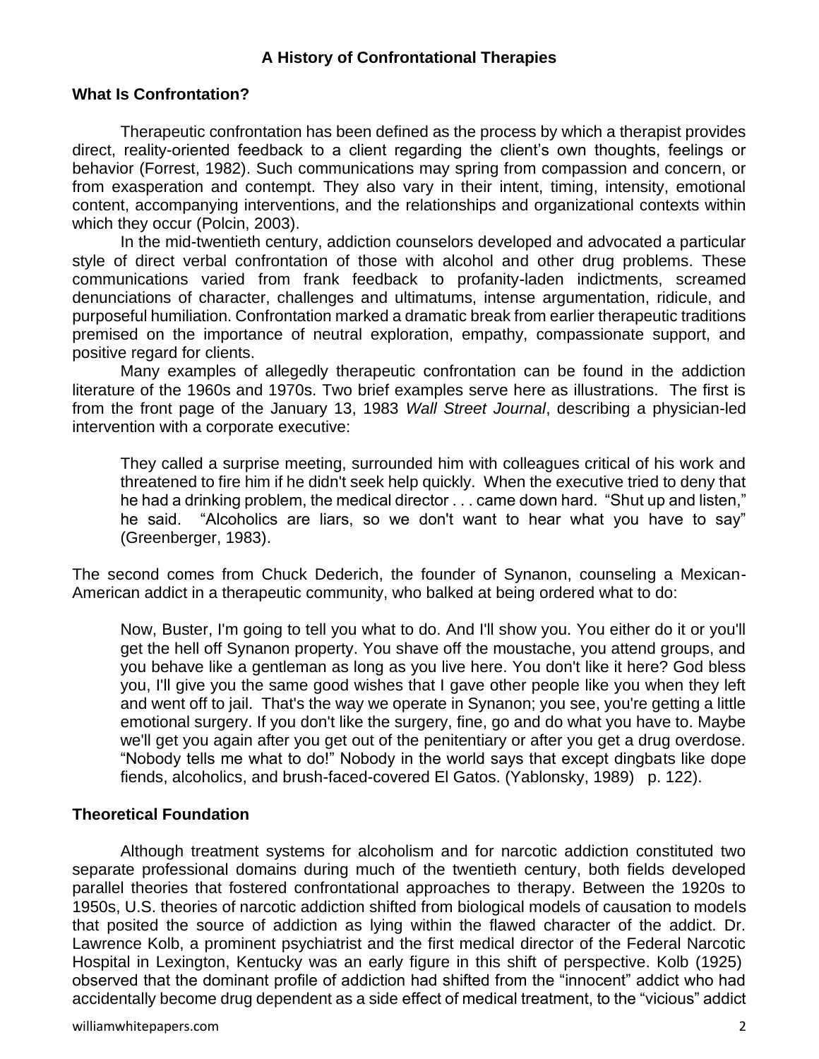## A History of Confrontational Therapies

### What Is Confrontation?

Therapeutic confrontation has been defined as the process by which a therapist provides direct, reality-oriented feedback to a client regarding the client's own thoughts, feelings or behavior (Forrest, 1982). Such communications may spring from compassion and concern, or from exasperation and contempt. They also vary in their intent, timing, intensity, emotional content, accompanying interventions, and the relationships and organizational contexts within which they occur (Polcin, 2003).

In the mid-twentieth century, addiction counselors developed and advocated a particular style of direct verbal confrontation of those with alcohol and other drug problems. These communications varied from frank feedback to profanity-laden indictments, screamed denunciations of character, challenges and ultimatums, intense argumentation, ridicule, and purposeful humiliation. Confrontation marked a dramatic break from earlier therapeutic traditions premised on the importance of neutral exploration, empathy, compassionate support, and positive regard for clients.

Many examples of allegedly therapeutic confrontation can be found in the addiction literature of the 1960s and 1970s. Two brief examples serve here as illustrations. The first is from the front page of the January 13, 1983 *Wall Street Journal*, describing a physician-led intervention with a corporate executive:

> They called a surprise meeting, surrounded him with colleagues critical of his work and threatened to fire him if he didn't seek help quickly. When the executive tried to deny that he had a drinking problem, the medical director . . . came down hard. "Shut up and listen," he said. "Alcoholics are liars, so we don't want to hear what you have to say" (Greenberger, 1983).

The second comes from Chuck Dederich, the founder of Synanon, counseling a Mexican-American addict in a therapeutic community, who balked at being ordered what to do:

> Now, Buster, I'm going to tell you what to do. And I'll show you. You either do it or you'll get the hell off Synanon property. You shave off the moustache, you attend groups, and you behave like a gentleman as long as you live here. You don't like it here? God bless you, I'll give you the same good wishes that I gave other people like you when they left and went off to jail. That's the way we operate in Synanon; you see, you're getting a little emotional surgery. If you don't like the surgery, fine, go and do what you have to. Maybe we'll get you again after you get out of the penitentiary or after you get a drug overdose. "Nobody tells me what to do!" Nobody in the world says that except dingbats like dope fiends, alcoholics, and brush-faced-covered El Gatos. (Yablonsky, 1989) p. 122).

### Theoretical Foundation

Although treatment systems for alcoholism and for narcotic addiction constituted two separate professional domains during much of the twentieth century, both fields developed parallel theories that fostered confrontational approaches to therapy. Between the 1920s to 1950s, U.S. theories of narcotic addiction shifted from biological models of causation to models that posited the source of addiction as lying within the flawed character of the addict. Dr. Lawrence Kolb, a prominent psychiatrist and the first medical director of the Federal Narcotic Hospital in Lexington, Kentucky was an early figure in this shift of perspective. Kolb (1925) observed that the dominant profile of addiction had shifted from the "innocent" addict who had accidentally become drug dependent as a side effect of medical treatment, to the "vicious" addict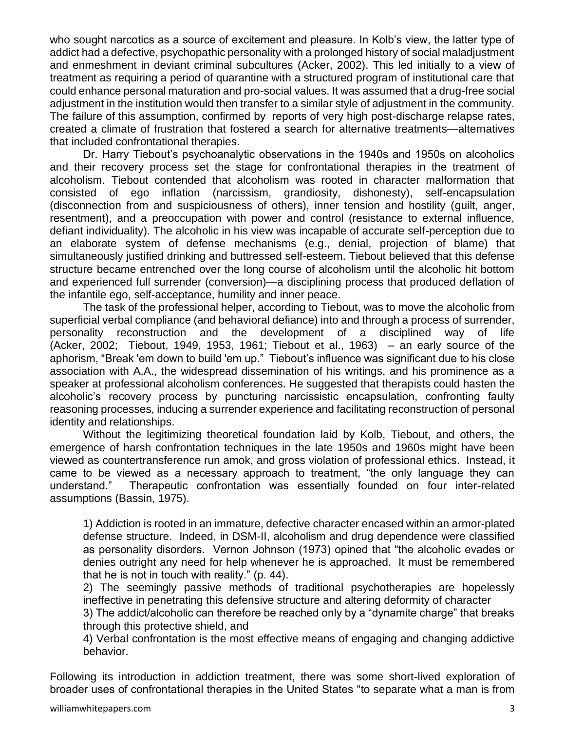who sought narcotics as a source of excitement and pleasure. In Kolb's view, the latter type of addict had a defective, psychopathic personality with a prolonged history of social maladjustment and enmeshment in deviant criminal subcultures (Acker, 2002). This led initially to a view of treatment as requiring a period of quarantine with a structured program of institutional care that could enhance personal maturation and pro-social values. It was assumed that a drug-free social adjustment in the institution would then transfer to a similar style of adjustment in the community. The failure of this assumption, confirmed by reports of very high post-discharge relapse rates, created a climate of frustration that fostered a search for alternative treatments—alternatives that included confrontational therapies.

Dr. Harry Tiebout's psychoanalytic observations in the 1940s and 1950s on alcoholics and their recovery process set the stage for confrontational therapies in the treatment of alcoholism. Tiebout contended that alcoholism was rooted in character malformation that consisted of ego inflation (narcissism, grandiosity, dishonesty), self-encapsulation (disconnection from and suspiciousness of others), inner tension and hostility (guilt, anger, resentment), and a preoccupation with power and control (resistance to external influence, defiant individuality). The alcoholic in his view was incapable of accurate self-perception due to an elaborate system of defense mechanisms (e.g., denial, projection of blame) that simultaneously justified drinking and buttressed self-esteem. Tiebout believed that this defense structure became entrenched over the long course of alcoholism until the alcoholic hit bottom and experienced full surrender (conversion)—a disciplining process that produced deflation of the infantile ego, self-acceptance, humility and inner peace.

The task of the professional helper, according to Tiebout, was to move the alcoholic from superficial verbal compliance (and behavioral defiance) into and through a process of surrender, personality reconstruction and the development of a disciplined way of life (Acker, 2002; Tiebout, 1949, 1953, 1961; Tiebout et al., 1963) – an early source of the aphorism, "Break 'em down to build 'em up." Tiebout's influence was significant due to his close association with A.A., the widespread dissemination of his writings, and his prominence as a speaker at professional alcoholism conferences. He suggested that therapists could hasten the alcoholic's recovery process by puncturing narcissistic encapsulation, confronting faulty reasoning processes, inducing a surrender experience and facilitating reconstruction of personal identity and relationships.

Without the legitimizing theoretical foundation laid by Kolb, Tiebout, and others, the emergence of harsh confrontation techniques in the late 1950s and 1960s might have been viewed as countertransference run amok, and gross violation of professional ethics. Instead, it came to be viewed as a necessary approach to treatment, "the only language they can understand." Therapeutic confrontation was essentially founded on four inter-related assumptions (Bassin, 1975).

> 1) Addiction is rooted in an immature, defective character encased within an armor-plated defense structure. Indeed, in DSM-II, alcoholism and drug dependence were classified as personality disorders. Vernon Johnson (1973) opined that "the alcoholic evades or denies outright any need for help whenever he is approached. It must be remembered that he is not in touch with reality." (p. 44).
> 2) The seemingly passive methods of traditional psychotherapies are hopelessly ineffective in penetrating this defensive structure and altering deformity of character
> 3) The addict/alcoholic can therefore be reached only by a "dynamite charge" that breaks through this protective shield, and
> 4) Verbal confrontation is the most effective means of engaging and changing addictive behavior.

Following its introduction in addiction treatment, there was some short-lived exploration of broader uses of confrontational therapies in the United States "to separate what a man is from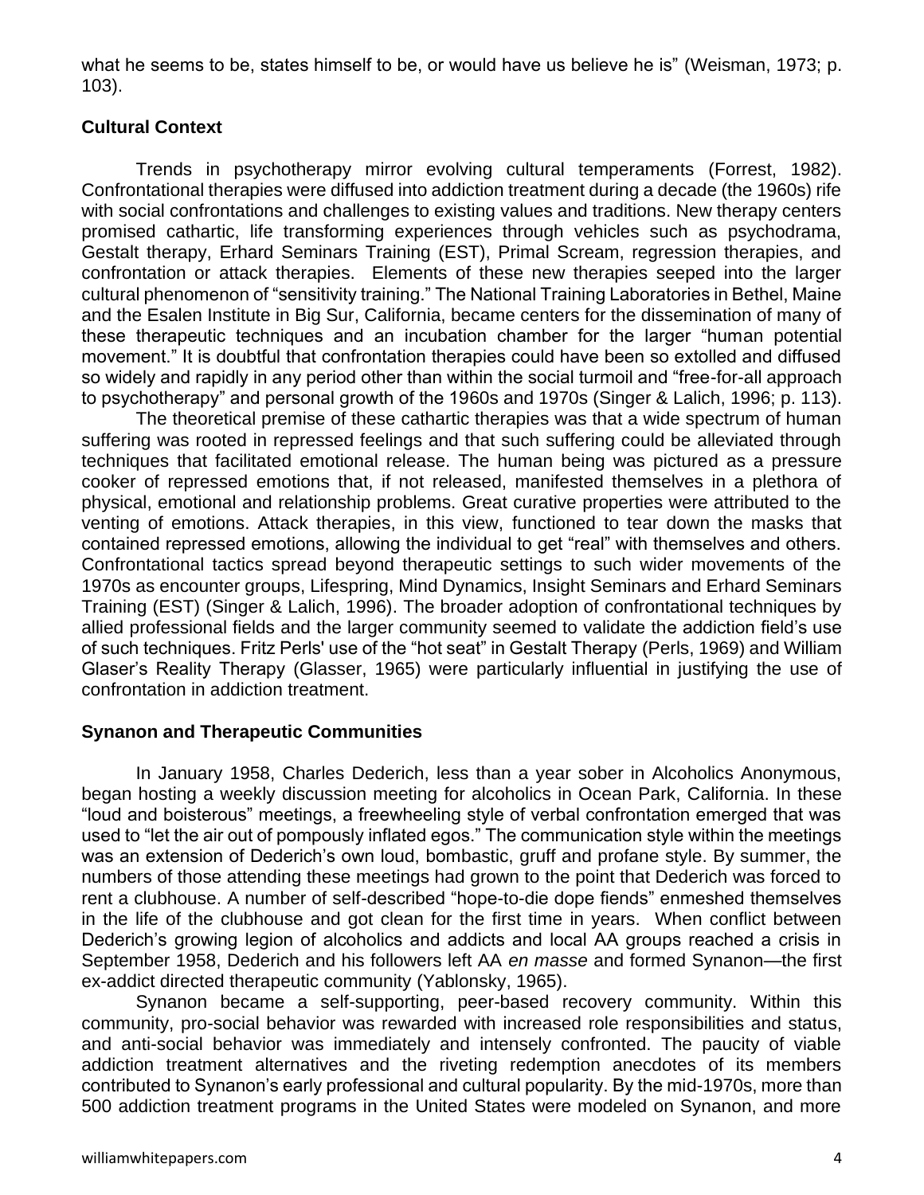what he seems to be, states himself to be, or would have us believe he is" (Weisman, 1973; p. 103).

**Cultural Context**

Trends in psychotherapy mirror evolving cultural temperaments (Forrest, 1982). Confrontational therapies were diffused into addiction treatment during a decade (the 1960s) rife with social confrontations and challenges to existing values and traditions. New therapy centers promised cathartic, life transforming experiences through vehicles such as psychodrama, Gestalt therapy, Erhard Seminars Training (EST), Primal Scream, regression therapies, and confrontation or attack therapies. Elements of these new therapies seeped into the larger cultural phenomenon of "sensitivity training." The National Training Laboratories in Bethel, Maine and the Esalen Institute in Big Sur, California, became centers for the dissemination of many of these therapeutic techniques and an incubation chamber for the larger "human potential movement." It is doubtful that confrontation therapies could have been so extolled and diffused so widely and rapidly in any period other than within the social turmoil and "free-for-all approach to psychotherapy" and personal growth of the 1960s and 1970s (Singer & Lalich, 1996; p. 113).

The theoretical premise of these cathartic therapies was that a wide spectrum of human suffering was rooted in repressed feelings and that such suffering could be alleviated through techniques that facilitated emotional release. The human being was pictured as a pressure cooker of repressed emotions that, if not released, manifested themselves in a plethora of physical, emotional and relationship problems. Great curative properties were attributed to the venting of emotions. Attack therapies, in this view, functioned to tear down the masks that contained repressed emotions, allowing the individual to get "real" with themselves and others. Confrontational tactics spread beyond therapeutic settings to such wider movements of the 1970s as encounter groups, Lifespring, Mind Dynamics, Insight Seminars and Erhard Seminars Training (EST) (Singer & Lalich, 1996). The broader adoption of confrontational techniques by allied professional fields and the larger community seemed to validate the addiction field's use of such techniques. Fritz Perls' use of the "hot seat" in Gestalt Therapy (Perls, 1969) and William Glaser's Reality Therapy (Glasser, 1965) were particularly influential in justifying the use of confrontation in addiction treatment.

**Synanon and Therapeutic Communities**

In January 1958, Charles Dederich, less than a year sober in Alcoholics Anonymous, began hosting a weekly discussion meeting for alcoholics in Ocean Park, California. In these "loud and boisterous" meetings, a freewheeling style of verbal confrontation emerged that was used to "let the air out of pompously inflated egos." The communication style within the meetings was an extension of Dederich's own loud, bombastic, gruff and profane style. By summer, the numbers of those attending these meetings had grown to the point that Dederich was forced to rent a clubhouse. A number of self-described "hope-to-die dope fiends" enmeshed themselves in the life of the clubhouse and got clean for the first time in years. When conflict between Dederich's growing legion of alcoholics and addicts and local AA groups reached a crisis in September 1958, Dederich and his followers left AA *en masse* and formed Synanon—the first ex-addict directed therapeutic community (Yablonsky, 1965).

Synanon became a self-supporting, peer-based recovery community. Within this community, pro-social behavior was rewarded with increased role responsibilities and status, and anti-social behavior was immediately and intensely confronted. The paucity of viable addiction treatment alternatives and the riveting redemption anecdotes of its members contributed to Synanon's early professional and cultural popularity. By the mid-1970s, more than 500 addiction treatment programs in the United States were modeled on Synanon, and more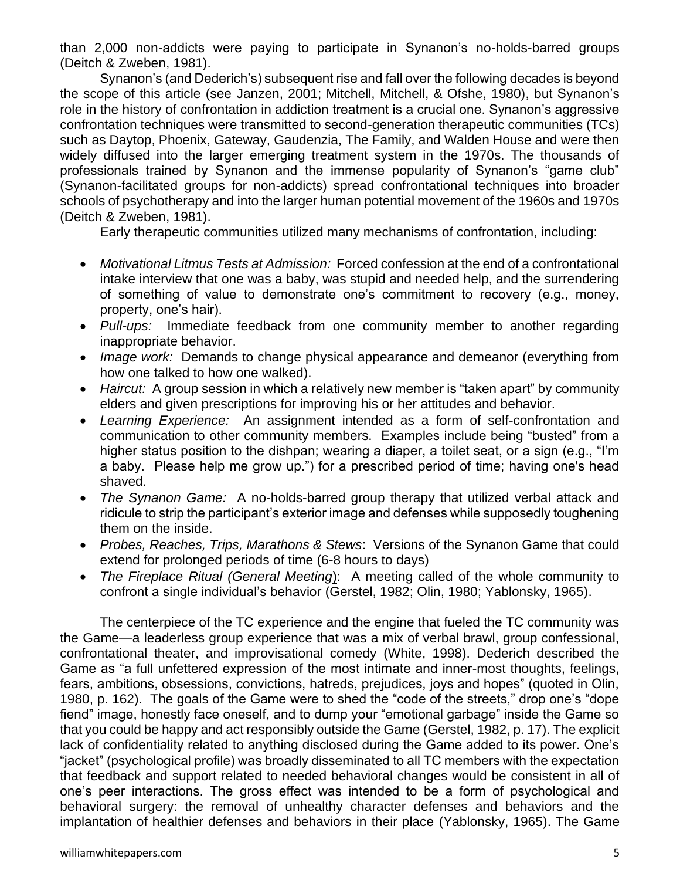than 2,000 non-addicts were paying to participate in Synanon's no-holds-barred groups (Deitch & Zweben, 1981).

Synanon's (and Dederich's) subsequent rise and fall over the following decades is beyond the scope of this article (see Janzen, 2001; Mitchell, Mitchell, & Ofshe, 1980), but Synanon's role in the history of confrontation in addiction treatment is a crucial one. Synanon's aggressive confrontation techniques were transmitted to second-generation therapeutic communities (TCs) such as Daytop, Phoenix, Gateway, Gaudenzia, The Family, and Walden House and were then widely diffused into the larger emerging treatment system in the 1970s. The thousands of professionals trained by Synanon and the immense popularity of Synanon's "game club" (Synanon-facilitated groups for non-addicts) spread confrontational techniques into broader schools of psychotherapy and into the larger human potential movement of the 1960s and 1970s (Deitch & Zweben, 1981).

Early therapeutic communities utilized many mechanisms of confrontation, including:

- *Motivational Litmus Tests at Admission:* Forced confession at the end of a confrontational intake interview that one was a baby, was stupid and needed help, and the surrendering of something of value to demonstrate one's commitment to recovery (e.g., money, property, one's hair).
- *Pull-ups:* Immediate feedback from one community member to another regarding inappropriate behavior.
- *Image work:* Demands to change physical appearance and demeanor (everything from how one talked to how one walked).
- *Haircut:* A group session in which a relatively new member is "taken apart" by community elders and given prescriptions for improving his or her attitudes and behavior.
- *Learning Experience:* An assignment intended as a form of self-confrontation and communication to other community members. Examples include being "busted" from a higher status position to the dishpan; wearing a diaper, a toilet seat, or a sign (e.g., "I'm a baby. Please help me grow up.") for a prescribed period of time; having one's head shaved.
- *The Synanon Game:* A no-holds-barred group therapy that utilized verbal attack and ridicule to strip the participant's exterior image and defenses while supposedly toughening them on the inside.
- *Probes, Reaches, Trips, Marathons & Stews*: Versions of the Synanon Game that could extend for prolonged periods of time (6-8 hours to days)
- *The Fireplace Ritual (General Meeting)*: A meeting called of the whole community to confront a single individual's behavior (Gerstel, 1982; Olin, 1980; Yablonsky, 1965).

The centerpiece of the TC experience and the engine that fueled the TC community was the Game—a leaderless group experience that was a mix of verbal brawl, group confessional, confrontational theater, and improvisational comedy (White, 1998). Dederich described the Game as "a full unfettered expression of the most intimate and inner-most thoughts, feelings, fears, ambitions, obsessions, convictions, hatreds, prejudices, joys and hopes" (quoted in Olin, 1980, p. 162). The goals of the Game were to shed the "code of the streets," drop one's "dope fiend" image, honestly face oneself, and to dump your "emotional garbage" inside the Game so that you could be happy and act responsibly outside the Game (Gerstel, 1982, p. 17). The explicit lack of confidentiality related to anything disclosed during the Game added to its power. One's "jacket" (psychological profile) was broadly disseminated to all TC members with the expectation that feedback and support related to needed behavioral changes would be consistent in all of one's peer interactions. The gross effect was intended to be a form of psychological and behavioral surgery: the removal of unhealthy character defenses and behaviors and the implantation of healthier defenses and behaviors in their place (Yablonsky, 1965). The Game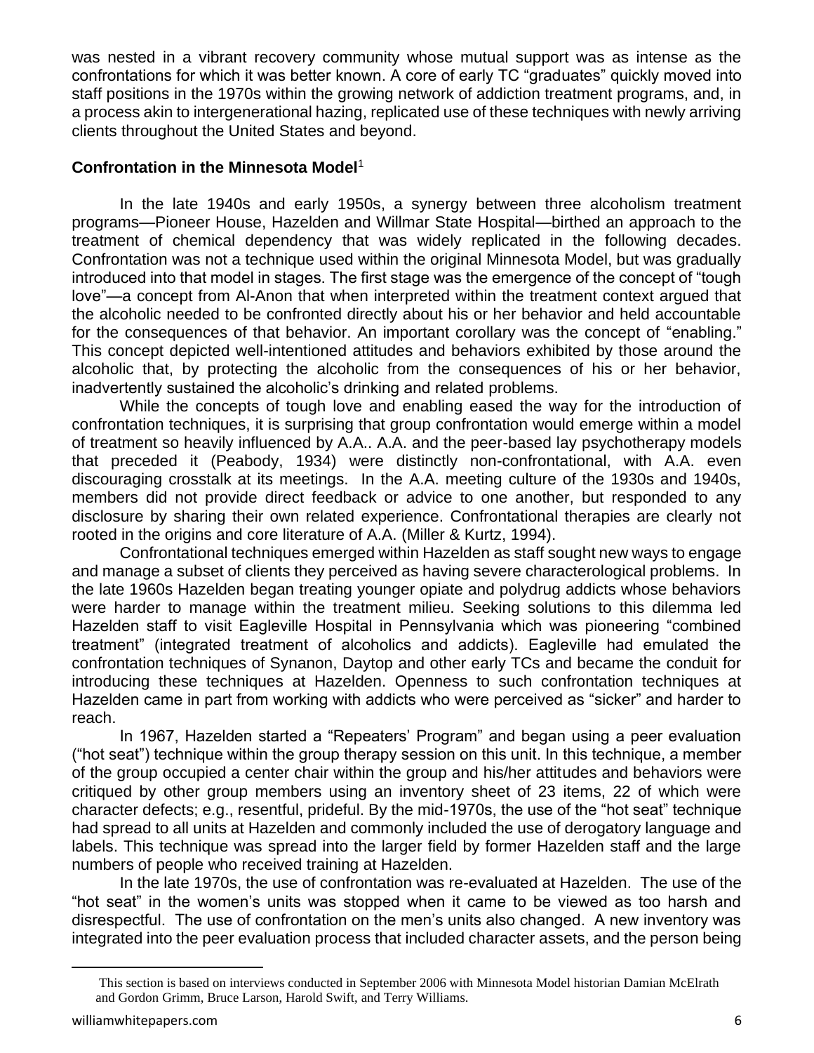was nested in a vibrant recovery community whose mutual support was as intense as the confrontations for which it was better known. A core of early TC "graduates" quickly moved into staff positions in the 1970s within the growing network of addiction treatment programs, and, in a process akin to intergenerational hazing, replicated use of these techniques with newly arriving clients throughout the United States and beyond.

**Confrontation in the Minnesota Model**[1]

In the late 1940s and early 1950s, a synergy between three alcoholism treatment programs—Pioneer House, Hazelden and Willmar State Hospital—birthed an approach to the treatment of chemical dependency that was widely replicated in the following decades. Confrontation was not a technique used within the original Minnesota Model, but was gradually introduced into that model in stages. The first stage was the emergence of the concept of "tough love"—a concept from Al-Anon that when interpreted within the treatment context argued that the alcoholic needed to be confronted directly about his or her behavior and held accountable for the consequences of that behavior. An important corollary was the concept of "enabling." This concept depicted well-intentioned attitudes and behaviors exhibited by those around the alcoholic that, by protecting the alcoholic from the consequences of his or her behavior, inadvertently sustained the alcoholic's drinking and related problems.

While the concepts of tough love and enabling eased the way for the introduction of confrontation techniques, it is surprising that group confrontation would emerge within a model of treatment so heavily influenced by A.A.. A.A. and the peer-based lay psychotherapy models that preceded it (Peabody, 1934) were distinctly non-confrontational, with A.A. even discouraging crosstalk at its meetings. In the A.A. meeting culture of the 1930s and 1940s, members did not provide direct feedback or advice to one another, but responded to any disclosure by sharing their own related experience. Confrontational therapies are clearly not rooted in the origins and core literature of A.A. (Miller & Kurtz, 1994).

Confrontational techniques emerged within Hazelden as staff sought new ways to engage and manage a subset of clients they perceived as having severe characterological problems. In the late 1960s Hazelden began treating younger opiate and polydrug addicts whose behaviors were harder to manage within the treatment milieu. Seeking solutions to this dilemma led Hazelden staff to visit Eagleville Hospital in Pennsylvania which was pioneering "combined treatment" (integrated treatment of alcoholics and addicts). Eagleville had emulated the confrontation techniques of Synanon, Daytop and other early TCs and became the conduit for introducing these techniques at Hazelden. Openness to such confrontation techniques at Hazelden came in part from working with addicts who were perceived as "sicker" and harder to reach.

In 1967, Hazelden started a "Repeaters' Program" and began using a peer evaluation ("hot seat") technique within the group therapy session on this unit. In this technique, a member of the group occupied a center chair within the group and his/her attitudes and behaviors were critiqued by other group members using an inventory sheet of 23 items, 22 of which were character defects; e.g., resentful, prideful. By the mid-1970s, the use of the "hot seat" technique had spread to all units at Hazelden and commonly included the use of derogatory language and labels. This technique was spread into the larger field by former Hazelden staff and the large numbers of people who received training at Hazelden.

In the late 1970s, the use of confrontation was re-evaluated at Hazelden. The use of the "hot seat" in the women's units was stopped when it came to be viewed as too harsh and disrespectful. The use of confrontation on the men's units also changed. A new inventory was integrated into the peer evaluation process that included character assets, and the person being

---

[1] This section is based on interviews conducted in September 2006 with Minnesota Model historian Damian McElrath and Gordon Grimm, Bruce Larson, Harold Swift, and Terry Williams.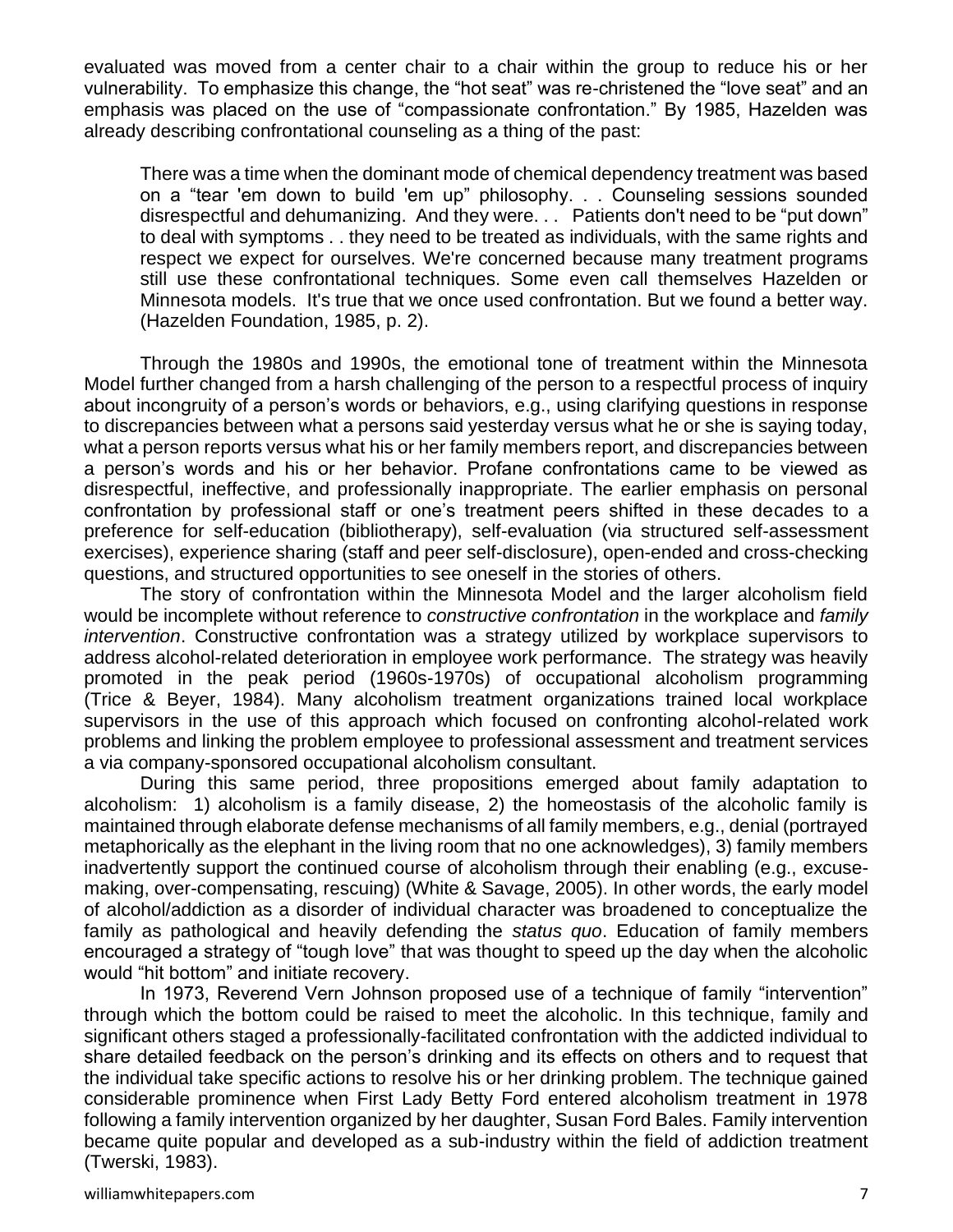evaluated was moved from a center chair to a chair within the group to reduce his or her vulnerability. To emphasize this change, the "hot seat" was re-christened the "love seat" and an emphasis was placed on the use of "compassionate confrontation." By 1985, Hazelden was already describing confrontational counseling as a thing of the past:

> There was a time when the dominant mode of chemical dependency treatment was based on a "tear 'em down to build 'em up" philosophy. . . Counseling sessions sounded disrespectful and dehumanizing. And they were. . . Patients don't need to be "put down" to deal with symptoms . . they need to be treated as individuals, with the same rights and respect we expect for ourselves. We're concerned because many treatment programs still use these confrontational techniques. Some even call themselves Hazelden or Minnesota models. It's true that we once used confrontation. But we found a better way. (Hazelden Foundation, 1985, p. 2).

Through the 1980s and 1990s, the emotional tone of treatment within the Minnesota Model further changed from a harsh challenging of the person to a respectful process of inquiry about incongruity of a person's words or behaviors, e.g., using clarifying questions in response to discrepancies between what a persons said yesterday versus what he or she is saying today, what a person reports versus what his or her family members report, and discrepancies between a person's words and his or her behavior. Profane confrontations came to be viewed as disrespectful, ineffective, and professionally inappropriate. The earlier emphasis on personal confrontation by professional staff or one's treatment peers shifted in these decades to a preference for self-education (bibliotherapy), self-evaluation (via structured self-assessment exercises), experience sharing (staff and peer self-disclosure), open-ended and cross-checking questions, and structured opportunities to see oneself in the stories of others.

The story of confrontation within the Minnesota Model and the larger alcoholism field would be incomplete without reference to *constructive confrontation* in the workplace and *family intervention*. Constructive confrontation was a strategy utilized by workplace supervisors to address alcohol-related deterioration in employee work performance. The strategy was heavily promoted in the peak period (1960s-1970s) of occupational alcoholism programming (Trice & Beyer, 1984). Many alcoholism treatment organizations trained local workplace supervisors in the use of this approach which focused on confronting alcohol-related work problems and linking the problem employee to professional assessment and treatment services a via company-sponsored occupational alcoholism consultant.

During this same period, three propositions emerged about family adaptation to alcoholism: 1) alcoholism is a family disease, 2) the homeostasis of the alcoholic family is maintained through elaborate defense mechanisms of all family members, e.g., denial (portrayed metaphorically as the elephant in the living room that no one acknowledges), 3) family members inadvertently support the continued course of alcoholism through their enabling (e.g., excuse-making, over-compensating, rescuing) (White & Savage, 2005). In other words, the early model of alcohol/addiction as a disorder of individual character was broadened to conceptualize the family as pathological and heavily defending the *status quo*. Education of family members encouraged a strategy of "tough love" that was thought to speed up the day when the alcoholic would "hit bottom" and initiate recovery.

In 1973, Reverend Vern Johnson proposed use of a technique of family "intervention" through which the bottom could be raised to meet the alcoholic. In this technique, family and significant others staged a professionally-facilitated confrontation with the addicted individual to share detailed feedback on the person's drinking and its effects on others and to request that the individual take specific actions to resolve his or her drinking problem. The technique gained considerable prominence when First Lady Betty Ford entered alcoholism treatment in 1978 following a family intervention organized by her daughter, Susan Ford Bales. Family intervention became quite popular and developed as a sub-industry within the field of addiction treatment (Twerski, 1983).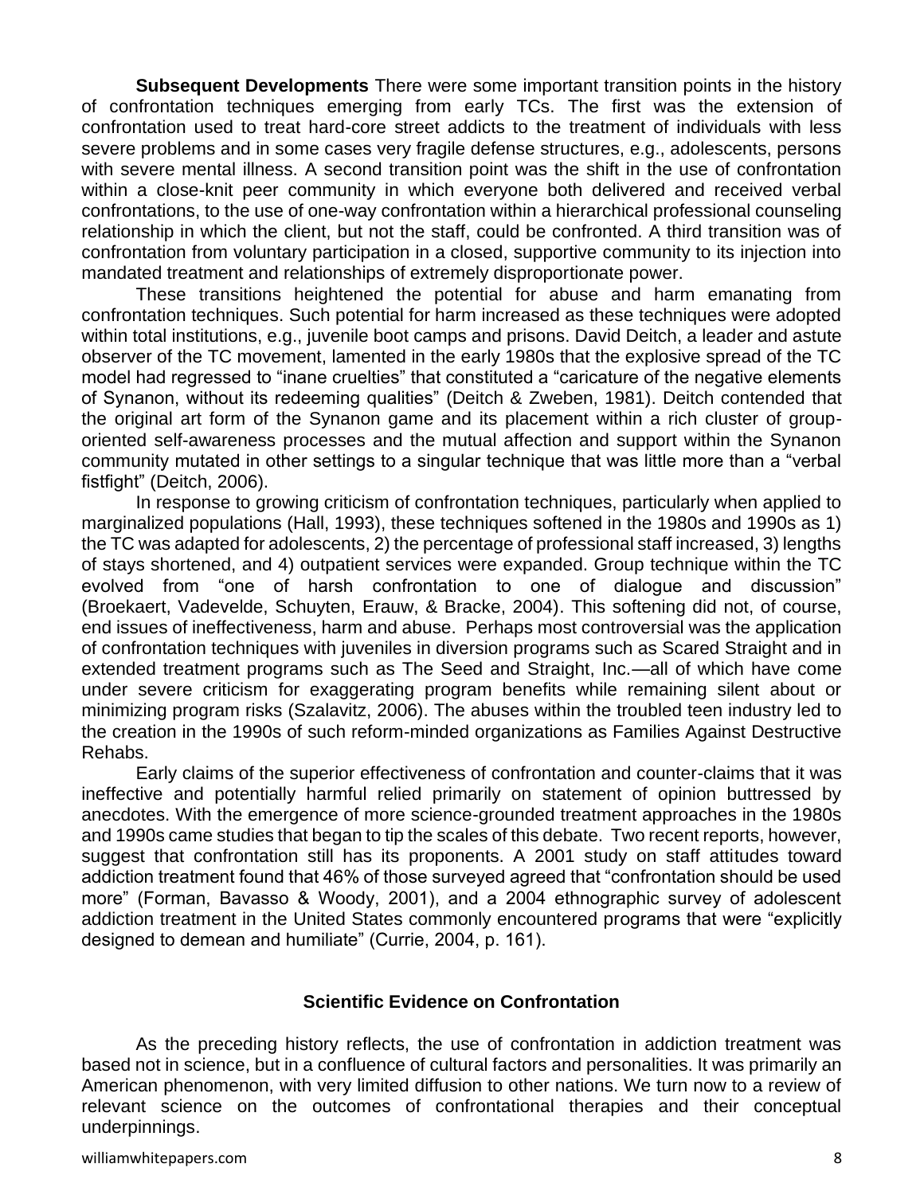**Subsequent Developments** There were some important transition points in the history of confrontation techniques emerging from early TCs. The first was the extension of confrontation used to treat hard-core street addicts to the treatment of individuals with less severe problems and in some cases very fragile defense structures, e.g., adolescents, persons with severe mental illness. A second transition point was the shift in the use of confrontation within a close-knit peer community in which everyone both delivered and received verbal confrontations, to the use of one-way confrontation within a hierarchical professional counseling relationship in which the client, but not the staff, could be confronted. A third transition was of confrontation from voluntary participation in a closed, supportive community to its injection into mandated treatment and relationships of extremely disproportionate power.

These transitions heightened the potential for abuse and harm emanating from confrontation techniques. Such potential for harm increased as these techniques were adopted within total institutions, e.g., juvenile boot camps and prisons. David Deitch, a leader and astute observer of the TC movement, lamented in the early 1980s that the explosive spread of the TC model had regressed to "inane cruelties" that constituted a "caricature of the negative elements of Synanon, without its redeeming qualities" (Deitch & Zweben, 1981). Deitch contended that the original art form of the Synanon game and its placement within a rich cluster of group-oriented self-awareness processes and the mutual affection and support within the Synanon community mutated in other settings to a singular technique that was little more than a "verbal fistfight" (Deitch, 2006).

In response to growing criticism of confrontation techniques, particularly when applied to marginalized populations (Hall, 1993), these techniques softened in the 1980s and 1990s as 1) the TC was adapted for adolescents, 2) the percentage of professional staff increased, 3) lengths of stays shortened, and 4) outpatient services were expanded. Group technique within the TC evolved from "one of harsh confrontation to one of dialogue and discussion" (Broekaert, Vadevelde, Schuyten, Erauw, & Bracke, 2004). This softening did not, of course, end issues of ineffectiveness, harm and abuse. Perhaps most controversial was the application of confrontation techniques with juveniles in diversion programs such as Scared Straight and in extended treatment programs such as The Seed and Straight, Inc.—all of which have come under severe criticism for exaggerating program benefits while remaining silent about or minimizing program risks (Szalavitz, 2006). The abuses within the troubled teen industry led to the creation in the 1990s of such reform-minded organizations as Families Against Destructive Rehabs.

Early claims of the superior effectiveness of confrontation and counter-claims that it was ineffective and potentially harmful relied primarily on statement of opinion buttressed by anecdotes. With the emergence of more science-grounded treatment approaches in the 1980s and 1990s came studies that began to tip the scales of this debate. Two recent reports, however, suggest that confrontation still has its proponents. A 2001 study on staff attitudes toward addiction treatment found that 46% of those surveyed agreed that "confrontation should be used more" (Forman, Bavasso & Woody, 2001), and a 2004 ethnographic survey of adolescent addiction treatment in the United States commonly encountered programs that were "explicitly designed to demean and humiliate" (Currie, 2004, p. 161).

## Scientific Evidence on Confrontation

As the preceding history reflects, the use of confrontation in addiction treatment was based not in science, but in a confluence of cultural factors and personalities. It was primarily an American phenomenon, with very limited diffusion to other nations. We turn now to a review of relevant science on the outcomes of confrontational therapies and their conceptual underpinnings.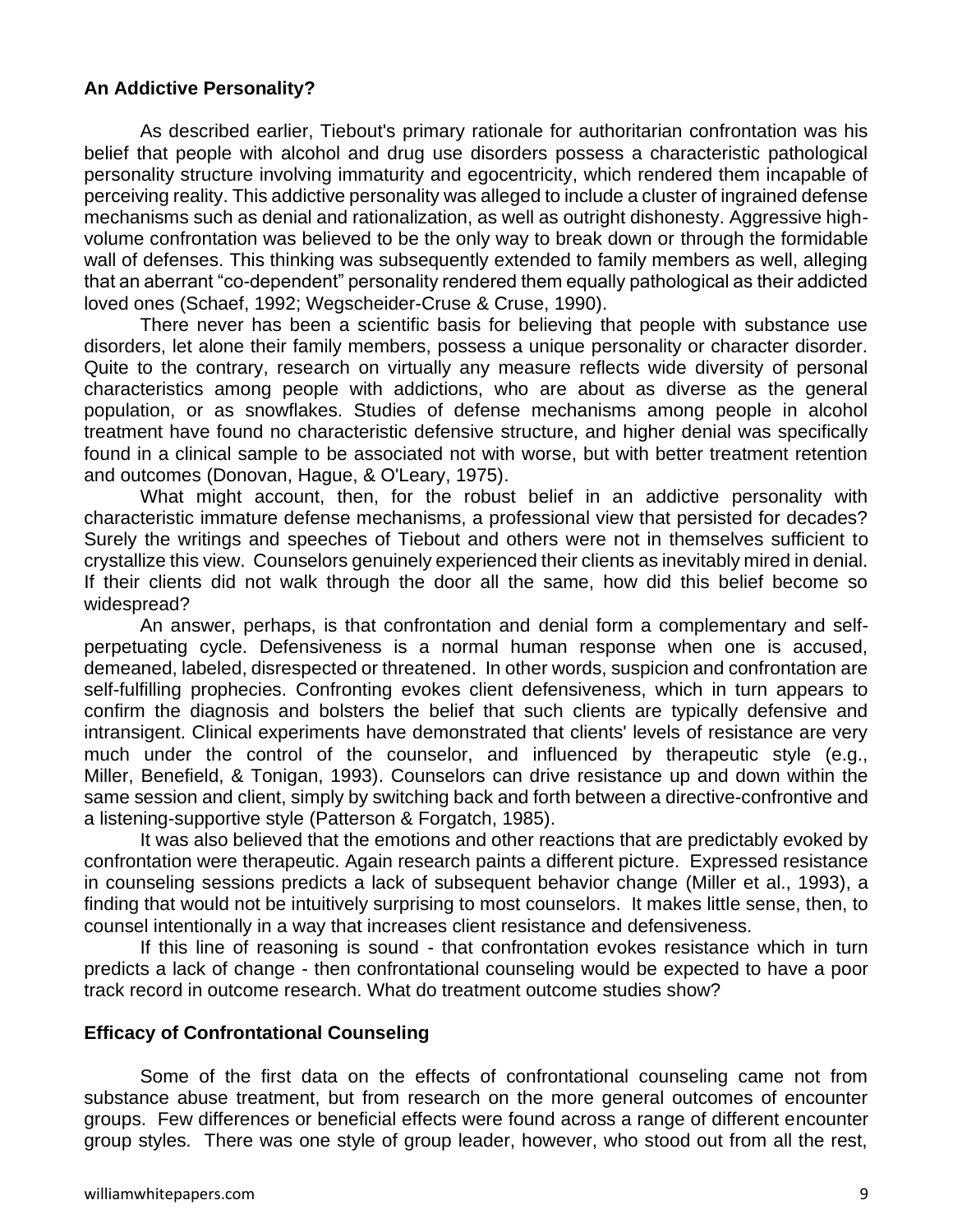**An Addictive Personality?**

As described earlier, Tiebout's primary rationale for authoritarian confrontation was his belief that people with alcohol and drug use disorders possess a characteristic pathological personality structure involving immaturity and egocentricity, which rendered them incapable of perceiving reality. This addictive personality was alleged to include a cluster of ingrained defense mechanisms such as denial and rationalization, as well as outright dishonesty. Aggressive high-volume confrontation was believed to be the only way to break down or through the formidable wall of defenses. This thinking was subsequently extended to family members as well, alleging that an aberrant "co-dependent" personality rendered them equally pathological as their addicted loved ones (Schaef, 1992; Wegscheider-Cruse & Cruse, 1990).

There never has been a scientific basis for believing that people with substance use disorders, let alone their family members, possess a unique personality or character disorder. Quite to the contrary, research on virtually any measure reflects wide diversity of personal characteristics among people with addictions, who are about as diverse as the general population, or as snowflakes. Studies of defense mechanisms among people in alcohol treatment have found no characteristic defensive structure, and higher denial was specifically found in a clinical sample to be associated not with worse, but with better treatment retention and outcomes (Donovan, Hague, & O'Leary, 1975).

What might account, then, for the robust belief in an addictive personality with characteristic immature defense mechanisms, a professional view that persisted for decades? Surely the writings and speeches of Tiebout and others were not in themselves sufficient to crystallize this view. Counselors genuinely experienced their clients as inevitably mired in denial. If their clients did not walk through the door all the same, how did this belief become so widespread?

An answer, perhaps, is that confrontation and denial form a complementary and self-perpetuating cycle. Defensiveness is a normal human response when one is accused, demeaned, labeled, disrespected or threatened. In other words, suspicion and confrontation are self-fulfilling prophecies. Confronting evokes client defensiveness, which in turn appears to confirm the diagnosis and bolsters the belief that such clients are typically defensive and intransigent. Clinical experiments have demonstrated that clients' levels of resistance are very much under the control of the counselor, and influenced by therapeutic style (e.g., Miller, Benefield, & Tonigan, 1993). Counselors can drive resistance up and down within the same session and client, simply by switching back and forth between a directive-confrontive and a listening-supportive style (Patterson & Forgatch, 1985).

It was also believed that the emotions and other reactions that are predictably evoked by confrontation were therapeutic. Again research paints a different picture. Expressed resistance in counseling sessions predicts a lack of subsequent behavior change (Miller et al., 1993), a finding that would not be intuitively surprising to most counselors. It makes little sense, then, to counsel intentionally in a way that increases client resistance and defensiveness.

If this line of reasoning is sound - that confrontation evokes resistance which in turn predicts a lack of change - then confrontational counseling would be expected to have a poor track record in outcome research. What do treatment outcome studies show?

**Efficacy of Confrontational Counseling**

Some of the first data on the effects of confrontational counseling came not from substance abuse treatment, but from research on the more general outcomes of encounter groups. Few differences or beneficial effects were found across a range of different encounter group styles. There was one style of group leader, however, who stood out from all the rest,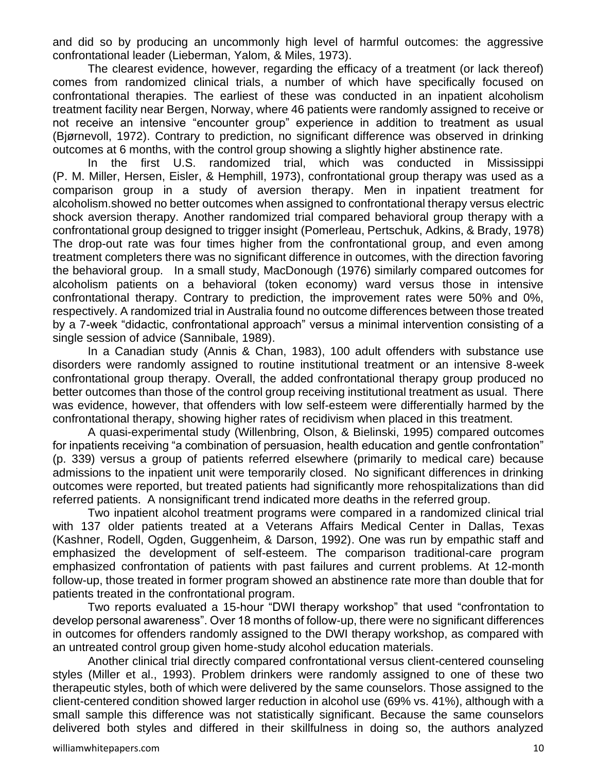and did so by producing an uncommonly high level of harmful outcomes: the aggressive confrontational leader (Lieberman, Yalom, & Miles, 1973).

The clearest evidence, however, regarding the efficacy of a treatment (or lack thereof) comes from randomized clinical trials, a number of which have specifically focused on confrontational therapies. The earliest of these was conducted in an inpatient alcoholism treatment facility near Bergen, Norway, where 46 patients were randomly assigned to receive or not receive an intensive "encounter group" experience in addition to treatment as usual (Bjørnevoll, 1972). Contrary to prediction, no significant difference was observed in drinking outcomes at 6 months, with the control group showing a slightly higher abstinence rate.

In the first U.S. randomized trial, which was conducted in Mississippi (P. M. Miller, Hersen, Eisler, & Hemphill, 1973), confrontational group therapy was used as a comparison group in a study of aversion therapy. Men in inpatient treatment for alcoholism.showed no better outcomes when assigned to confrontational therapy versus electric shock aversion therapy. Another randomized trial compared behavioral group therapy with a confrontational group designed to trigger insight (Pomerleau, Pertschuk, Adkins, & Brady, 1978) The drop-out rate was four times higher from the confrontational group, and even among treatment completers there was no significant difference in outcomes, with the direction favoring the behavioral group. In a small study, MacDonough (1976) similarly compared outcomes for alcoholism patients on a behavioral (token economy) ward versus those in intensive confrontational therapy. Contrary to prediction, the improvement rates were 50% and 0%, respectively. A randomized trial in Australia found no outcome differences between those treated by a 7-week "didactic, confrontational approach" versus a minimal intervention consisting of a single session of advice (Sannibale, 1989).

In a Canadian study (Annis & Chan, 1983), 100 adult offenders with substance use disorders were randomly assigned to routine institutional treatment or an intensive 8-week confrontational group therapy. Overall, the added confrontational therapy group produced no better outcomes than those of the control group receiving institutional treatment as usual. There was evidence, however, that offenders with low self-esteem were differentially harmed by the confrontational therapy, showing higher rates of recidivism when placed in this treatment.

A quasi-experimental study (Willenbring, Olson, & Bielinski, 1995) compared outcomes for inpatients receiving "a combination of persuasion, health education and gentle confrontation" (p. 339) versus a group of patients referred elsewhere (primarily to medical care) because admissions to the inpatient unit were temporarily closed. No significant differences in drinking outcomes were reported, but treated patients had significantly more rehospitalizations than did referred patients. A nonsignificant trend indicated more deaths in the referred group.

Two inpatient alcohol treatment programs were compared in a randomized clinical trial with 137 older patients treated at a Veterans Affairs Medical Center in Dallas, Texas (Kashner, Rodell, Ogden, Guggenheim, & Darson, 1992). One was run by empathic staff and emphasized the development of self-esteem. The comparison traditional-care program emphasized confrontation of patients with past failures and current problems. At 12-month follow-up, those treated in former program showed an abstinence rate more than double that for patients treated in the confrontational program.

Two reports evaluated a 15-hour "DWI therapy workshop" that used "confrontation to develop personal awareness". Over 18 months of follow-up, there were no significant differences in outcomes for offenders randomly assigned to the DWI therapy workshop, as compared with an untreated control group given home-study alcohol education materials.

Another clinical trial directly compared confrontational versus client-centered counseling styles (Miller et al., 1993). Problem drinkers were randomly assigned to one of these two therapeutic styles, both of which were delivered by the same counselors. Those assigned to the client-centered condition showed larger reduction in alcohol use (69% vs. 41%), although with a small sample this difference was not statistically significant. Because the same counselors delivered both styles and differed in their skillfulness in doing so, the authors analyzed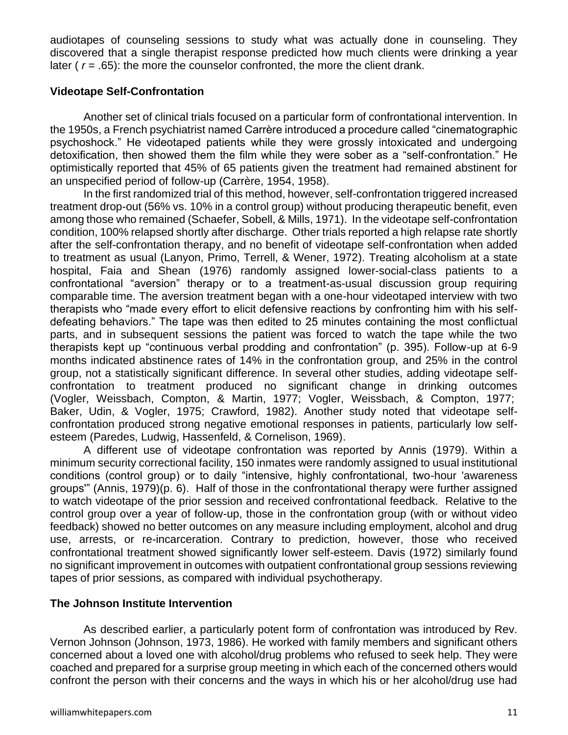audiotapes of counseling sessions to study what was actually done in counseling. They discovered that a single therapist response predicted how much clients were drinking a year later ( $r = .65$): the more the counselor confronted, the more the client drank.

### Videotape Self-Confrontation

Another set of clinical trials focused on a particular form of confrontational intervention. In the 1950s, a French psychiatrist named Carrère introduced a procedure called "cinematographic psychoshock." He videotaped patients while they were grossly intoxicated and undergoing detoxification, then showed them the film while they were sober as a "self-confrontation." He optimistically reported that 45% of 65 patients given the treatment had remained abstinent for an unspecified period of follow-up (Carrère, 1954, 1958).

In the first randomized trial of this method, however, self-confrontation triggered increased treatment drop-out (56% vs. 10% in a control group) without producing therapeutic benefit, even among those who remained (Schaefer, Sobell, & Mills, 1971). In the videotape self-confrontation condition, 100% relapsed shortly after discharge. Other trials reported a high relapse rate shortly after the self-confrontation therapy, and no benefit of videotape self-confrontation when added to treatment as usual (Lanyon, Primo, Terrell, & Wener, 1972). Treating alcoholism at a state hospital, Faia and Shean (1976) randomly assigned lower-social-class patients to a confrontational "aversion" therapy or to a treatment-as-usual discussion group requiring comparable time. The aversion treatment began with a one-hour videotaped interview with two therapists who "made every effort to elicit defensive reactions by confronting him with his self-defeating behaviors." The tape was then edited to 25 minutes containing the most conflictual parts, and in subsequent sessions the patient was forced to watch the tape while the two therapists kept up "continuous verbal prodding and confrontation" (p. 395). Follow-up at 6-9 months indicated abstinence rates of 14% in the confrontation group, and 25% in the control group, not a statistically significant difference. In several other studies, adding videotape self-confrontation to treatment produced no significant change in drinking outcomes (Vogler, Weissbach, Compton, & Martin, 1977; Vogler, Weissbach, & Compton, 1977; Baker, Udin, & Vogler, 1975; Crawford, 1982). Another study noted that videotape self-confrontation produced strong negative emotional responses in patients, particularly low self-esteem (Paredes, Ludwig, Hassenfeld, & Cornelison, 1969).

A different use of videotape confrontation was reported by Annis (1979). Within a minimum security correctional facility, 150 inmates were randomly assigned to usual institutional conditions (control group) or to daily "intensive, highly confrontational, two-hour 'awareness groups'" (Annis, 1979)(p. 6). Half of those in the confrontational therapy were further assigned to watch videotape of the prior session and received confrontational feedback. Relative to the control group over a year of follow-up, those in the confrontation group (with or without video feedback) showed no better outcomes on any measure including employment, alcohol and drug use, arrests, or re-incarceration. Contrary to prediction, however, those who received confrontational treatment showed significantly lower self-esteem. Davis (1972) similarly found no significant improvement in outcomes with outpatient confrontational group sessions reviewing tapes of prior sessions, as compared with individual psychotherapy.

### The Johnson Institute Intervention

As described earlier, a particularly potent form of confrontation was introduced by Rev. Vernon Johnson (Johnson, 1973, 1986). He worked with family members and significant others concerned about a loved one with alcohol/drug problems who refused to seek help. They were coached and prepared for a surprise group meeting in which each of the concerned others would confront the person with their concerns and the ways in which his or her alcohol/drug use had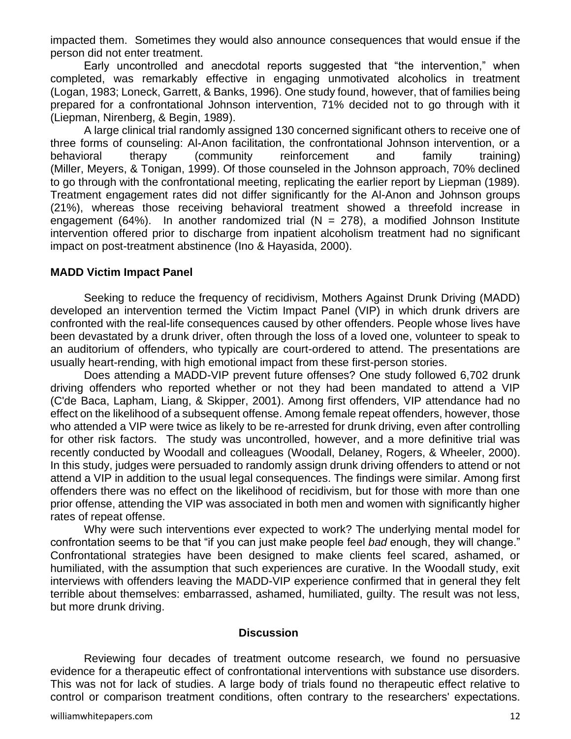impacted them. Sometimes they would also announce consequences that would ensue if the person did not enter treatment.

Early uncontrolled and anecdotal reports suggested that "the intervention," when completed, was remarkably effective in engaging unmotivated alcoholics in treatment (Logan, 1983; Loneck, Garrett, & Banks, 1996). One study found, however, that of families being prepared for a confrontational Johnson intervention, 71% decided not to go through with it (Liepman, Nirenberg, & Begin, 1989).

A large clinical trial randomly assigned 130 concerned significant others to receive one of three forms of counseling: Al-Anon facilitation, the confrontational Johnson intervention, or a behavioral therapy (community reinforcement and family training) (Miller, Meyers, & Tonigan, 1999). Of those counseled in the Johnson approach, 70% declined to go through with the confrontational meeting, replicating the earlier report by Liepman (1989). Treatment engagement rates did not differ significantly for the Al-Anon and Johnson groups (21%), whereas those receiving behavioral treatment showed a threefold increase in engagement (64%). In another randomized trial (N = 278), a modified Johnson Institute intervention offered prior to discharge from inpatient alcoholism treatment had no significant impact on post-treatment abstinence (Ino & Hayasida, 2000).

## MADD Victim Impact Panel

Seeking to reduce the frequency of recidivism, Mothers Against Drunk Driving (MADD) developed an intervention termed the Victim Impact Panel (VIP) in which drunk drivers are confronted with the real-life consequences caused by other offenders. People whose lives have been devastated by a drunk driver, often through the loss of a loved one, volunteer to speak to an auditorium of offenders, who typically are court-ordered to attend. The presentations are usually heart-rending, with high emotional impact from these first-person stories.

Does attending a MADD-VIP prevent future offenses? One study followed 6,702 drunk driving offenders who reported whether or not they had been mandated to attend a VIP (C'de Baca, Lapham, Liang, & Skipper, 2001). Among first offenders, VIP attendance had no effect on the likelihood of a subsequent offense. Among female repeat offenders, however, those who attended a VIP were twice as likely to be re-arrested for drunk driving, even after controlling for other risk factors. The study was uncontrolled, however, and a more definitive trial was recently conducted by Woodall and colleagues (Woodall, Delaney, Rogers, & Wheeler, 2000). In this study, judges were persuaded to randomly assign drunk driving offenders to attend or not attend a VIP in addition to the usual legal consequences. The findings were similar. Among first offenders there was no effect on the likelihood of recidivism, but for those with more than one prior offense, attending the VIP was associated in both men and women with significantly higher rates of repeat offense.

Why were such interventions ever expected to work? The underlying mental model for confrontation seems to be that "if you can just make people feel *bad* enough, they will change." Confrontational strategies have been designed to make clients feel scared, ashamed, or humiliated, with the assumption that such experiences are curative. In the Woodall study, exit interviews with offenders leaving the MADD-VIP experience confirmed that in general they felt terrible about themselves: embarrassed, ashamed, humiliated, guilty. The result was not less, but more drunk driving.

## Discussion

Reviewing four decades of treatment outcome research, we found no persuasive evidence for a therapeutic effect of confrontational interventions with substance use disorders. This was not for lack of studies. A large body of trials found no therapeutic effect relative to control or comparison treatment conditions, often contrary to the researchers' expectations.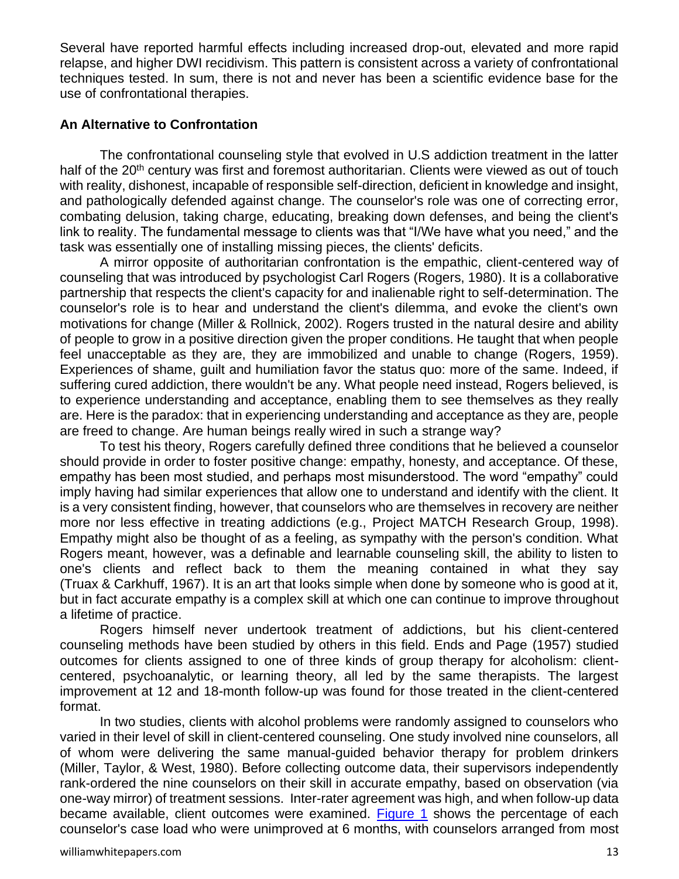Several have reported harmful effects including increased drop-out, elevated and more rapid relapse, and higher DWI recidivism. This pattern is consistent across a variety of confrontational techniques tested. In sum, there is not and never has been a scientific evidence base for the use of confrontational therapies.

**An Alternative to Confrontation**

The confrontational counseling style that evolved in U.S addiction treatment in the latter half of the 20th century was first and foremost authoritarian. Clients were viewed as out of touch with reality, dishonest, incapable of responsible self-direction, deficient in knowledge and insight, and pathologically defended against change. The counselor's role was one of correcting error, combating delusion, taking charge, educating, breaking down defenses, and being the client's link to reality. The fundamental message to clients was that "I/We have what you need," and the task was essentially one of installing missing pieces, the clients' deficits.

A mirror opposite of authoritarian confrontation is the empathic, client-centered way of counseling that was introduced by psychologist Carl Rogers (Rogers, 1980). It is a collaborative partnership that respects the client's capacity for and inalienable right to self-determination. The counselor's role is to hear and understand the client's dilemma, and evoke the client's own motivations for change (Miller & Rollnick, 2002). Rogers trusted in the natural desire and ability of people to grow in a positive direction given the proper conditions. He taught that when people feel unacceptable as they are, they are immobilized and unable to change (Rogers, 1959). Experiences of shame, guilt and humiliation favor the status quo: more of the same. Indeed, if suffering cured addiction, there wouldn't be any. What people need instead, Rogers believed, is to experience understanding and acceptance, enabling them to see themselves as they really are. Here is the paradox: that in experiencing understanding and acceptance as they are, people are freed to change. Are human beings really wired in such a strange way?

To test his theory, Rogers carefully defined three conditions that he believed a counselor should provide in order to foster positive change: empathy, honesty, and acceptance. Of these, empathy has been most studied, and perhaps most misunderstood. The word "empathy" could imply having had similar experiences that allow one to understand and identify with the client. It is a very consistent finding, however, that counselors who are themselves in recovery are neither more nor less effective in treating addictions (e.g., Project MATCH Research Group, 1998). Empathy might also be thought of as a feeling, as sympathy with the person's condition. What Rogers meant, however, was a definable and learnable counseling skill, the ability to listen to one's clients and reflect back to them the meaning contained in what they say (Truax & Carkhuff, 1967). It is an art that looks simple when done by someone who is good at it, but in fact accurate empathy is a complex skill at which one can continue to improve throughout a lifetime of practice.

Rogers himself never undertook treatment of addictions, but his client-centered counseling methods have been studied by others in this field. Ends and Page (1957) studied outcomes for clients assigned to one of three kinds of group therapy for alcoholism: client-centered, psychoanalytic, or learning theory, all led by the same therapists. The largest improvement at 12 and 18-month follow-up was found for those treated in the client-centered format.

In two studies, clients with alcohol problems were randomly assigned to counselors who varied in their level of skill in client-centered counseling. One study involved nine counselors, all of whom were delivering the same manual-guided behavior therapy for problem drinkers (Miller, Taylor, & West, 1980). Before collecting outcome data, their supervisors independently rank-ordered the nine counselors on their skill in accurate empathy, based on observation (via one-way mirror) of treatment sessions. Inter-rater agreement was high, and when follow-up data became available, client outcomes were examined. Figure 1 shows the percentage of each counselor's case load who were unimproved at 6 months, with counselors arranged from most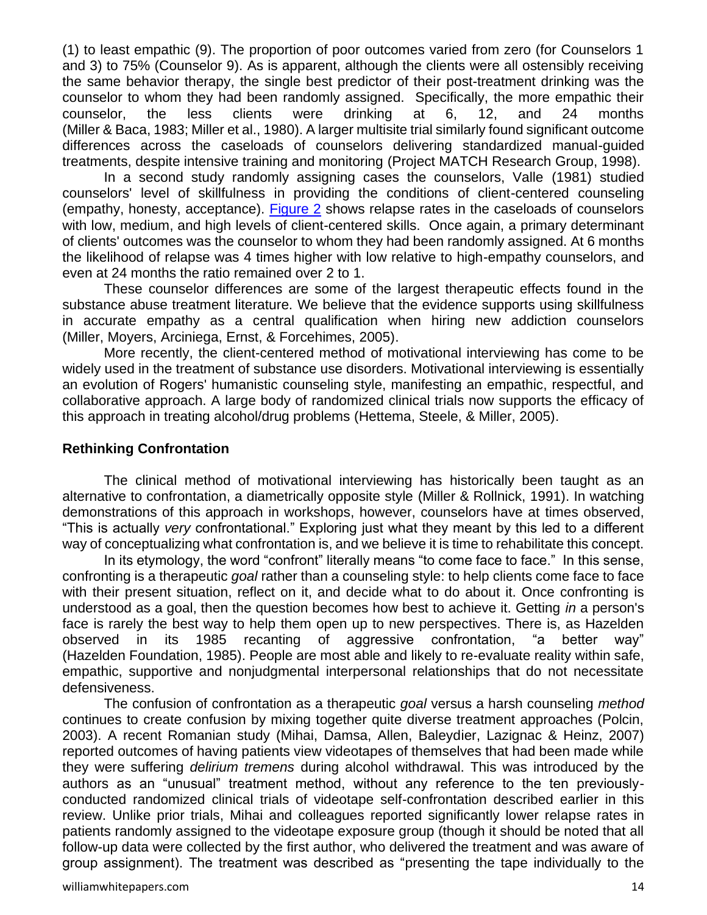(1) to least empathic (9). The proportion of poor outcomes varied from zero (for Counselors 1 and 3) to 75% (Counselor 9). As is apparent, although the clients were all ostensibly receiving the same behavior therapy, the single best predictor of their post-treatment drinking was the counselor to whom they had been randomly assigned. Specifically, the more empathic their counselor, the less clients were drinking at 6, 12, and 24 months (Miller & Baca, 1983; Miller et al., 1980). A larger multisite trial similarly found significant outcome differences across the caseloads of counselors delivering standardized manual-guided treatments, despite intensive training and monitoring (Project MATCH Research Group, 1998).

In a second study randomly assigning cases the counselors, Valle (1981) studied counselors' level of skillfulness in providing the conditions of client-centered counseling (empathy, honesty, acceptance). Figure 2 shows relapse rates in the caseloads of counselors with low, medium, and high levels of client-centered skills. Once again, a primary determinant of clients' outcomes was the counselor to whom they had been randomly assigned. At 6 months the likelihood of relapse was 4 times higher with low relative to high-empathy counselors, and even at 24 months the ratio remained over 2 to 1.

These counselor differences are some of the largest therapeutic effects found in the substance abuse treatment literature. We believe that the evidence supports using skillfulness in accurate empathy as a central qualification when hiring new addiction counselors (Miller, Moyers, Arciniega, Ernst, & Forcehimes, 2005).

More recently, the client-centered method of motivational interviewing has come to be widely used in the treatment of substance use disorders. Motivational interviewing is essentially an evolution of Rogers' humanistic counseling style, manifesting an empathic, respectful, and collaborative approach. A large body of randomized clinical trials now supports the efficacy of this approach in treating alcohol/drug problems (Hettema, Steele, & Miller, 2005).

## Rethinking Confrontation

The clinical method of motivational interviewing has historically been taught as an alternative to confrontation, a diametrically opposite style (Miller & Rollnick, 1991). In watching demonstrations of this approach in workshops, however, counselors have at times observed, "This is actually *very* confrontational." Exploring just what they meant by this led to a different way of conceptualizing what confrontation is, and we believe it is time to rehabilitate this concept.

In its etymology, the word "confront" literally means "to come face to face." In this sense, confronting is a therapeutic *goal* rather than a counseling style: to help clients come face to face with their present situation, reflect on it, and decide what to do about it. Once confronting is understood as a goal, then the question becomes how best to achieve it. Getting *in* a person's face is rarely the best way to help them open up to new perspectives. There is, as Hazelden observed in its 1985 recanting of aggressive confrontation, "a better way" (Hazelden Foundation, 1985). People are most able and likely to re-evaluate reality within safe, empathic, supportive and nonjudgmental interpersonal relationships that do not necessitate defensiveness.

The confusion of confrontation as a therapeutic *goal* versus a harsh counseling *method* continues to create confusion by mixing together quite diverse treatment approaches (Polcin, 2003). A recent Romanian study (Mihai, Damsa, Allen, Baleydier, Lazignac & Heinz, 2007) reported outcomes of having patients view videotapes of themselves that had been made while they were suffering *delirium tremens* during alcohol withdrawal. This was introduced by the authors as an "unusual" treatment method, without any reference to the ten previously-conducted randomized clinical trials of videotape self-confrontation described earlier in this review. Unlike prior trials, Mihai and colleagues reported significantly lower relapse rates in patients randomly assigned to the videotape exposure group (though it should be noted that all follow-up data were collected by the first author, who delivered the treatment and was aware of group assignment). The treatment was described as "presenting the tape individually to the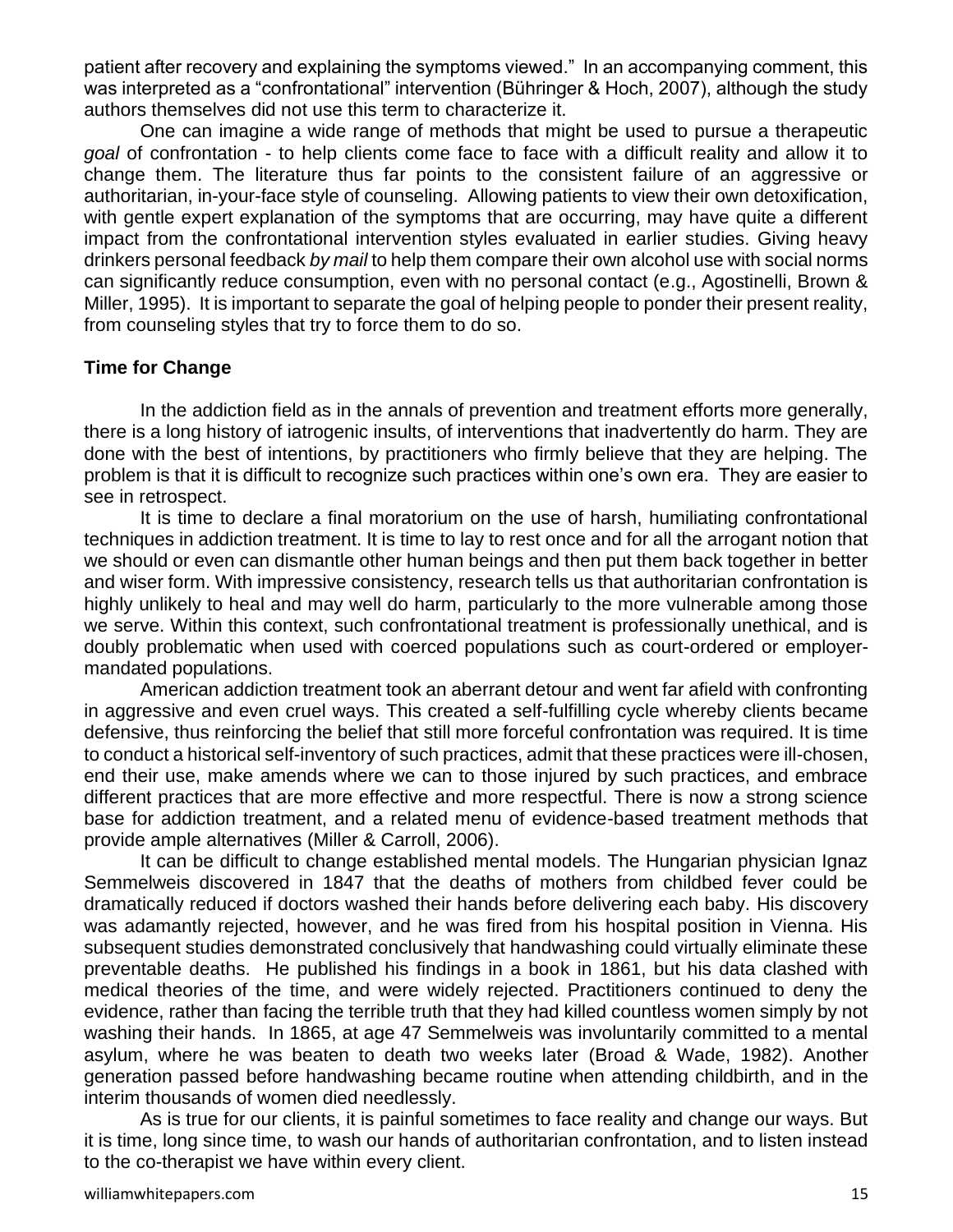patient after recovery and explaining the symptoms viewed." In an accompanying comment, this was interpreted as a "confrontational" intervention (Bühringer & Hoch, 2007), although the study authors themselves did not use this term to characterize it.

One can imagine a wide range of methods that might be used to pursue a therapeutic *goal* of confrontation - to help clients come face to face with a difficult reality and allow it to change them. The literature thus far points to the consistent failure of an aggressive or authoritarian, in-your-face style of counseling. Allowing patients to view their own detoxification, with gentle expert explanation of the symptoms that are occurring, may have quite a different impact from the confrontational intervention styles evaluated in earlier studies. Giving heavy drinkers personal feedback *by mail* to help them compare their own alcohol use with social norms can significantly reduce consumption, even with no personal contact (e.g., Agostinelli, Brown & Miller, 1995). It is important to separate the goal of helping people to ponder their present reality, from counseling styles that try to force them to do so.

**Time for Change**

In the addiction field as in the annals of prevention and treatment efforts more generally, there is a long history of iatrogenic insults, of interventions that inadvertently do harm. They are done with the best of intentions, by practitioners who firmly believe that they are helping. The problem is that it is difficult to recognize such practices within one's own era. They are easier to see in retrospect.

It is time to declare a final moratorium on the use of harsh, humiliating confrontational techniques in addiction treatment. It is time to lay to rest once and for all the arrogant notion that we should or even can dismantle other human beings and then put them back together in better and wiser form. With impressive consistency, research tells us that authoritarian confrontation is highly unlikely to heal and may well do harm, particularly to the more vulnerable among those we serve. Within this context, such confrontational treatment is professionally unethical, and is doubly problematic when used with coerced populations such as court-ordered or employer-mandated populations.

American addiction treatment took an aberrant detour and went far afield with confronting in aggressive and even cruel ways. This created a self-fulfilling cycle whereby clients became defensive, thus reinforcing the belief that still more forceful confrontation was required. It is time to conduct a historical self-inventory of such practices, admit that these practices were ill-chosen, end their use, make amends where we can to those injured by such practices, and embrace different practices that are more effective and more respectful. There is now a strong science base for addiction treatment, and a related menu of evidence-based treatment methods that provide ample alternatives (Miller & Carroll, 2006).

It can be difficult to change established mental models. The Hungarian physician Ignaz Semmelweis discovered in 1847 that the deaths of mothers from childbed fever could be dramatically reduced if doctors washed their hands before delivering each baby. His discovery was adamantly rejected, however, and he was fired from his hospital position in Vienna. His subsequent studies demonstrated conclusively that handwashing could virtually eliminate these preventable deaths. He published his findings in a book in 1861, but his data clashed with medical theories of the time, and were widely rejected. Practitioners continued to deny the evidence, rather than facing the terrible truth that they had killed countless women simply by not washing their hands. In 1865, at age 47 Semmelweis was involuntarily committed to a mental asylum, where he was beaten to death two weeks later (Broad & Wade, 1982). Another generation passed before handwashing became routine when attending childbirth, and in the interim thousands of women died needlessly.

As is true for our clients, it is painful sometimes to face reality and change our ways. But it is time, long since time, to wash our hands of authoritarian confrontation, and to listen instead to the co-therapist we have within every client.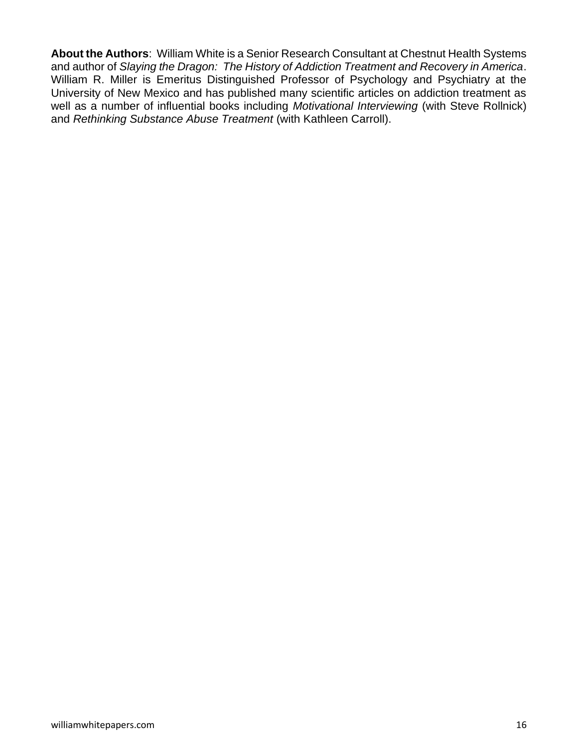**About the Authors**: William White is a Senior Research Consultant at Chestnut Health Systems and author of *Slaying the Dragon: The History of Addiction Treatment and Recovery in America*. William R. Miller is Emeritus Distinguished Professor of Psychology and Psychiatry at the University of New Mexico and has published many scientific articles on addiction treatment as well as a number of influential books including *Motivational Interviewing* (with Steve Rollnick) and *Rethinking Substance Abuse Treatment* (with Kathleen Carroll).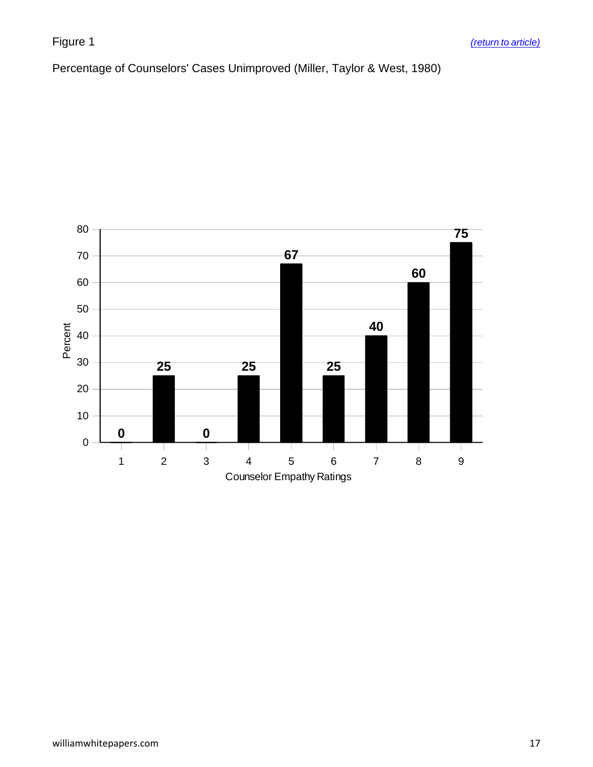Figure 1

*(return to article)*

Percentage of Counselors' Cases Unimproved (Miller, Taylor & West, 1980)

| Counselor Empathy Ratings | Percent |
|---|---|
| 1 | 0 |
| 2 | 25 |
| 3 | 0 |
| 4 | 25 |
| 5 | 67 |
| 6 | 25 |
| 7 | 40 |
| 8 | 60 |
| 9 | 75 |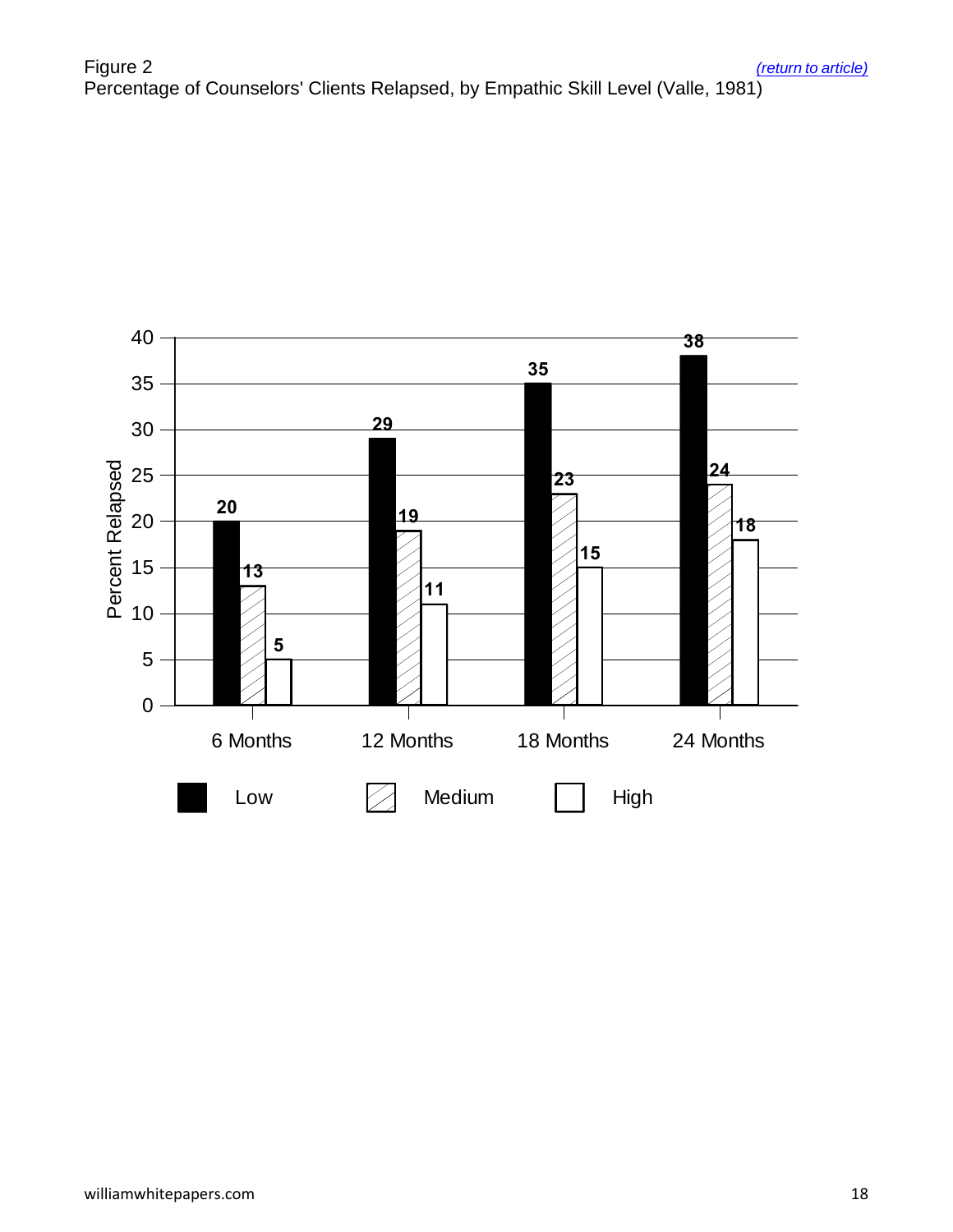Figure 2
Percentage of Counselors' Clients Relapsed, by Empathic Skill Level (Valle, 1981)

| Percent Relapsed | Low | Medium | High |
| --- | --- | --- | --- |
| 6 Months | 20 | 13 | 5 |
| 12 Months | 29 | 19 | 11 |
| 18 Months | 35 | 23 | 15 |
| 24 Months | 38 | 24 | 18 |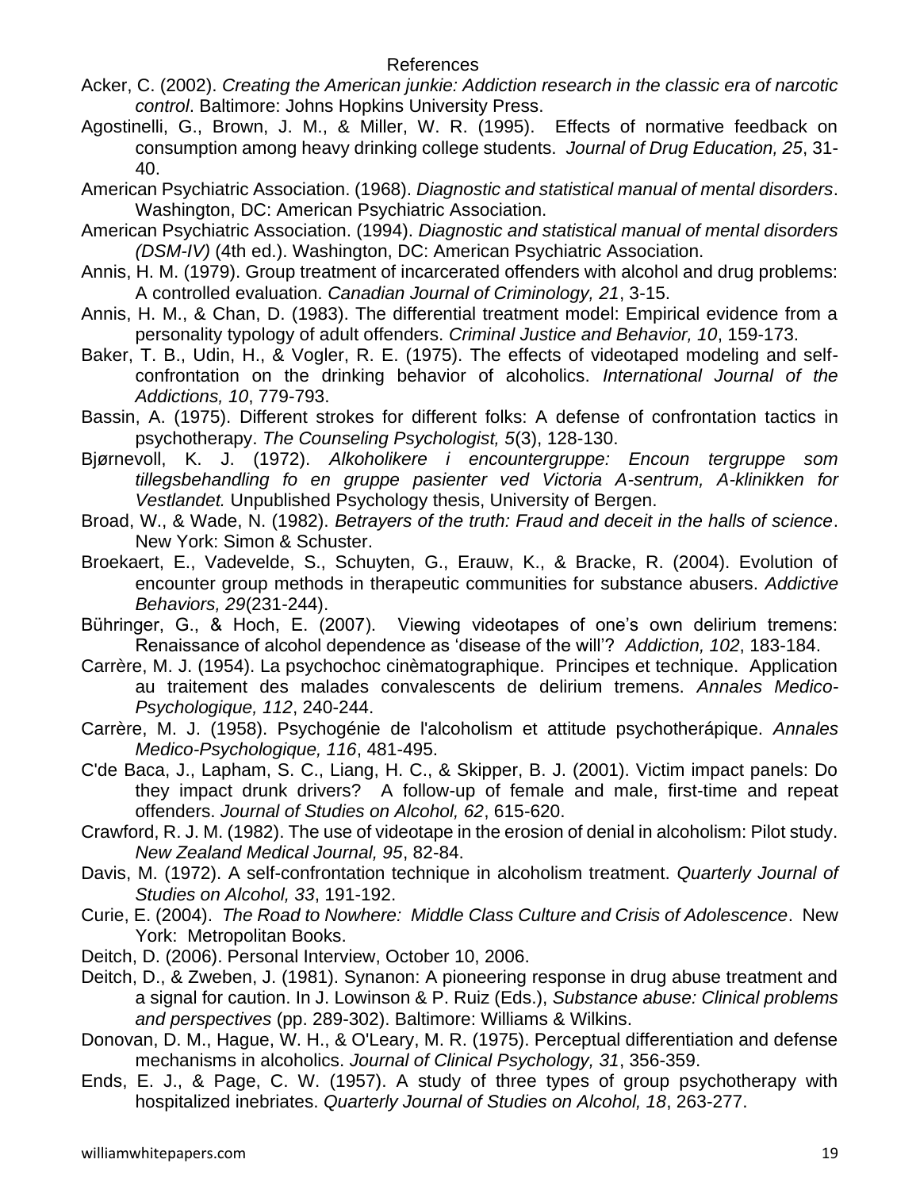# References

Acker, C. (2002). *Creating the American junkie: Addiction research in the classic era of narcotic control*. Baltimore: Johns Hopkins University Press.

Agostinelli, G., Brown, J. M., & Miller, W. R. (1995). Effects of normative feedback on consumption among heavy drinking college students. *Journal of Drug Education, 25*, 31-40.

American Psychiatric Association. (1968). *Diagnostic and statistical manual of mental disorders*. Washington, DC: American Psychiatric Association.

American Psychiatric Association. (1994). *Diagnostic and statistical manual of mental disorders (DSM-IV)* (4th ed.). Washington, DC: American Psychiatric Association.

Annis, H. M. (1979). Group treatment of incarcerated offenders with alcohol and drug problems: A controlled evaluation. *Canadian Journal of Criminology, 21*, 3-15.

Annis, H. M., & Chan, D. (1983). The differential treatment model: Empirical evidence from a personality typology of adult offenders. *Criminal Justice and Behavior, 10*, 159-173.

Baker, T. B., Udin, H., & Vogler, R. E. (1975). The effects of videotaped modeling and self-confrontation on the drinking behavior of alcoholics. *International Journal of the Addictions, 10*, 779-793.

Bassin, A. (1975). Different strokes for different folks: A defense of confrontation tactics in psychotherapy. *The Counseling Psychologist, 5*(3), 128-130.

Bjørnevoll, K. J. (1972). *Alkoholikere i encountergruppe: Encoun tergruppe som tillegsbehandling fo en gruppe pasienter ved Victoria A-sentrum, A-klinikken for Vestlandet.* Unpublished Psychology thesis, University of Bergen.

Broad, W., & Wade, N. (1982). *Betrayers of the truth: Fraud and deceit in the halls of science*. New York: Simon & Schuster.

Broekaert, E., Vadevelde, S., Schuyten, G., Erauw, K., & Bracke, R. (2004). Evolution of encounter group methods in therapeutic communities for substance abusers. *Addictive Behaviors, 29*(231-244).

Bühringer, G., & Hoch, E. (2007). Viewing videotapes of one's own delirium tremens: Renaissance of alcohol dependence as 'disease of the will'? *Addiction, 102*, 183-184.

Carrère, M. J. (1954). La psychochoc cinèmatographique. Principes et technique. Application au traitement des malades convalescents de delirium tremens. *Annales Medico-Psychologique, 112*, 240-244.

Carrère, M. J. (1958). Psychogénie de l'alcoholism et attitude psychotherápique. *Annales Medico-Psychologique, 116*, 481-495.

C'de Baca, J., Lapham, S. C., Liang, H. C., & Skipper, B. J. (2001). Victim impact panels: Do they impact drunk drivers? A follow-up of female and male, first-time and repeat offenders. *Journal of Studies on Alcohol, 62*, 615-620.

Crawford, R. J. M. (1982). The use of videotape in the erosion of denial in alcoholism: Pilot study. *New Zealand Medical Journal, 95*, 82-84.

Davis, M. (1972). A self-confrontation technique in alcoholism treatment. *Quarterly Journal of Studies on Alcohol, 33*, 191-192.

Curie, E. (2004). *The Road to Nowhere: Middle Class Culture and Crisis of Adolescence*. New York: Metropolitan Books.

Deitch, D. (2006). Personal Interview, October 10, 2006.

Deitch, D., & Zweben, J. (1981). Synanon: A pioneering response in drug abuse treatment and a signal for caution. In J. Lowinson & P. Ruiz (Eds.), *Substance abuse: Clinical problems and perspectives* (pp. 289-302). Baltimore: Williams & Wilkins.

Donovan, D. M., Hague, W. H., & O'Leary, M. R. (1975). Perceptual differentiation and defense mechanisms in alcoholics. *Journal of Clinical Psychology, 31*, 356-359.

Ends, E. J., & Page, C. W. (1957). A study of three types of group psychotherapy with hospitalized inebriates. *Quarterly Journal of Studies on Alcohol, 18*, 263-277.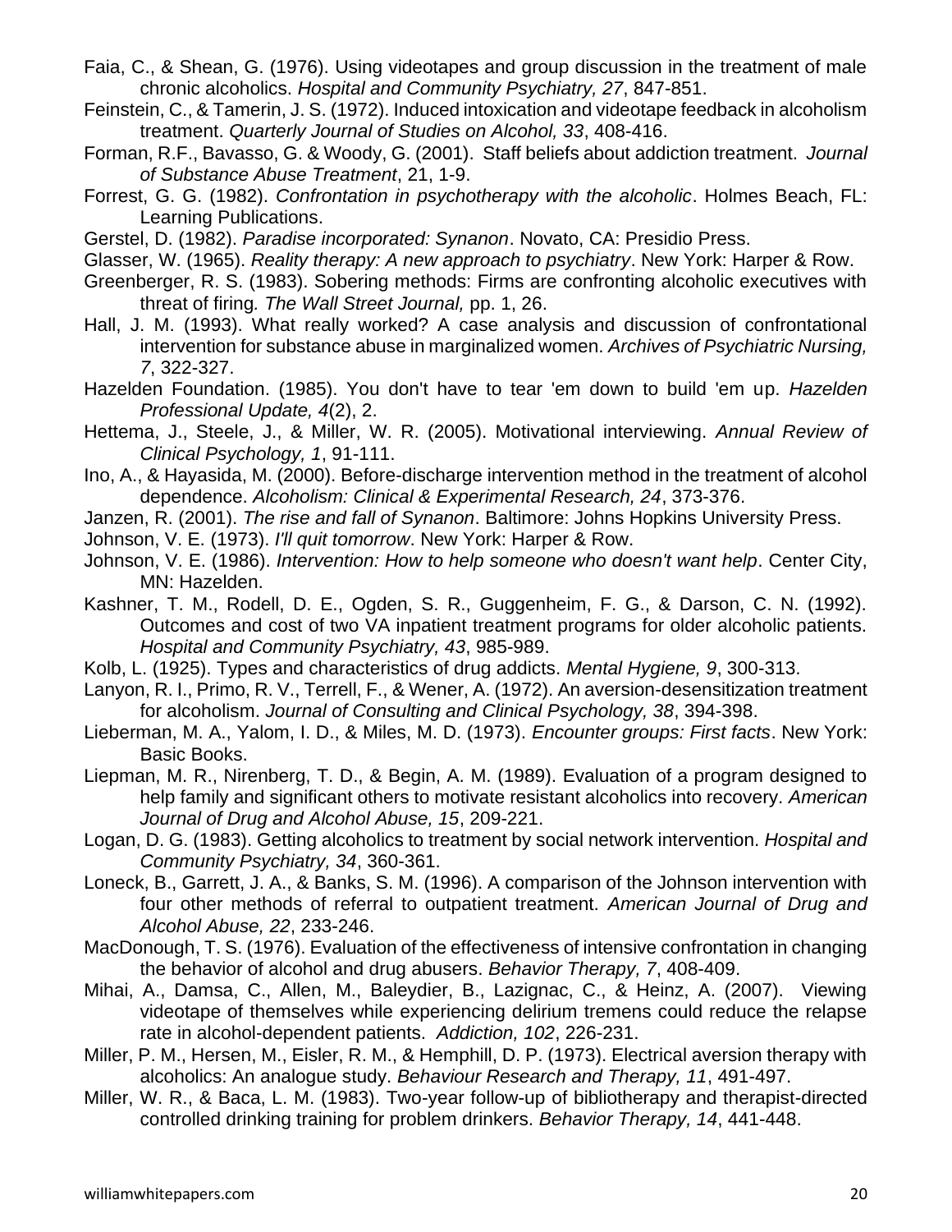Faia, C., & Shean, G. (1976). Using videotapes and group discussion in the treatment of male chronic alcoholics. *Hospital and Community Psychiatry, 27*, 847-851.

Feinstein, C., & Tamerin, J. S. (1972). Induced intoxication and videotape feedback in alcoholism treatment. *Quarterly Journal of Studies on Alcohol, 33*, 408-416.

Forman, R.F., Bavasso, G. & Woody, G. (2001). Staff beliefs about addiction treatment. *Journal of Substance Abuse Treatment*, 21, 1-9.

Forrest, G. G. (1982). *Confrontation in psychotherapy with the alcoholic*. Holmes Beach, FL: Learning Publications.

Gerstel, D. (1982). *Paradise incorporated: Synanon*. Novato, CA: Presidio Press.

Glasser, W. (1965). *Reality therapy: A new approach to psychiatry*. New York: Harper & Row.

Greenberger, R. S. (1983). Sobering methods: Firms are confronting alcoholic executives with threat of firing*. The Wall Street Journal,* pp. 1, 26.

Hall, J. M. (1993). What really worked? A case analysis and discussion of confrontational intervention for substance abuse in marginalized women. *Archives of Psychiatric Nursing, 7*, 322-327.

Hazelden Foundation. (1985). You don't have to tear 'em down to build 'em up. *Hazelden Professional Update, 4*(2), 2.

Hettema, J., Steele, J., & Miller, W. R. (2005). Motivational interviewing. *Annual Review of Clinical Psychology, 1*, 91-111.

Ino, A., & Hayasida, M. (2000). Before-discharge intervention method in the treatment of alcohol dependence. *Alcoholism: Clinical & Experimental Research, 24*, 373-376.

Janzen, R. (2001). *The rise and fall of Synanon*. Baltimore: Johns Hopkins University Press.

Johnson, V. E. (1973). *I'll quit tomorrow*. New York: Harper & Row.

Johnson, V. E. (1986). *Intervention: How to help someone who doesn't want help*. Center City, MN: Hazelden.

Kashner, T. M., Rodell, D. E., Ogden, S. R., Guggenheim, F. G., & Darson, C. N. (1992). Outcomes and cost of two VA inpatient treatment programs for older alcoholic patients. *Hospital and Community Psychiatry, 43*, 985-989.

Kolb, L. (1925). Types and characteristics of drug addicts. *Mental Hygiene, 9*, 300-313.

Lanyon, R. I., Primo, R. V., Terrell, F., & Wener, A. (1972). An aversion-desensitization treatment for alcoholism. *Journal of Consulting and Clinical Psychology, 38*, 394-398.

Lieberman, M. A., Yalom, I. D., & Miles, M. D. (1973). *Encounter groups: First facts*. New York: Basic Books.

Liepman, M. R., Nirenberg, T. D., & Begin, A. M. (1989). Evaluation of a program designed to help family and significant others to motivate resistant alcoholics into recovery. *American Journal of Drug and Alcohol Abuse, 15*, 209-221.

Logan, D. G. (1983). Getting alcoholics to treatment by social network intervention. *Hospital and Community Psychiatry, 34*, 360-361.

Loneck, B., Garrett, J. A., & Banks, S. M. (1996). A comparison of the Johnson intervention with four other methods of referral to outpatient treatment. *American Journal of Drug and Alcohol Abuse, 22*, 233-246.

MacDonough, T. S. (1976). Evaluation of the effectiveness of intensive confrontation in changing the behavior of alcohol and drug abusers. *Behavior Therapy, 7*, 408-409.

Mihai, A., Damsa, C., Allen, M., Baleydier, B., Lazignac, C., & Heinz, A. (2007). Viewing videotape of themselves while experiencing delirium tremens could reduce the relapse rate in alcohol-dependent patients. *Addiction, 102*, 226-231.

Miller, P. M., Hersen, M., Eisler, R. M., & Hemphill, D. P. (1973). Electrical aversion therapy with alcoholics: An analogue study. *Behaviour Research and Therapy, 11*, 491-497.

Miller, W. R., & Baca, L. M. (1983). Two-year follow-up of bibliotherapy and therapist-directed controlled drinking training for problem drinkers. *Behavior Therapy, 14*, 441-448.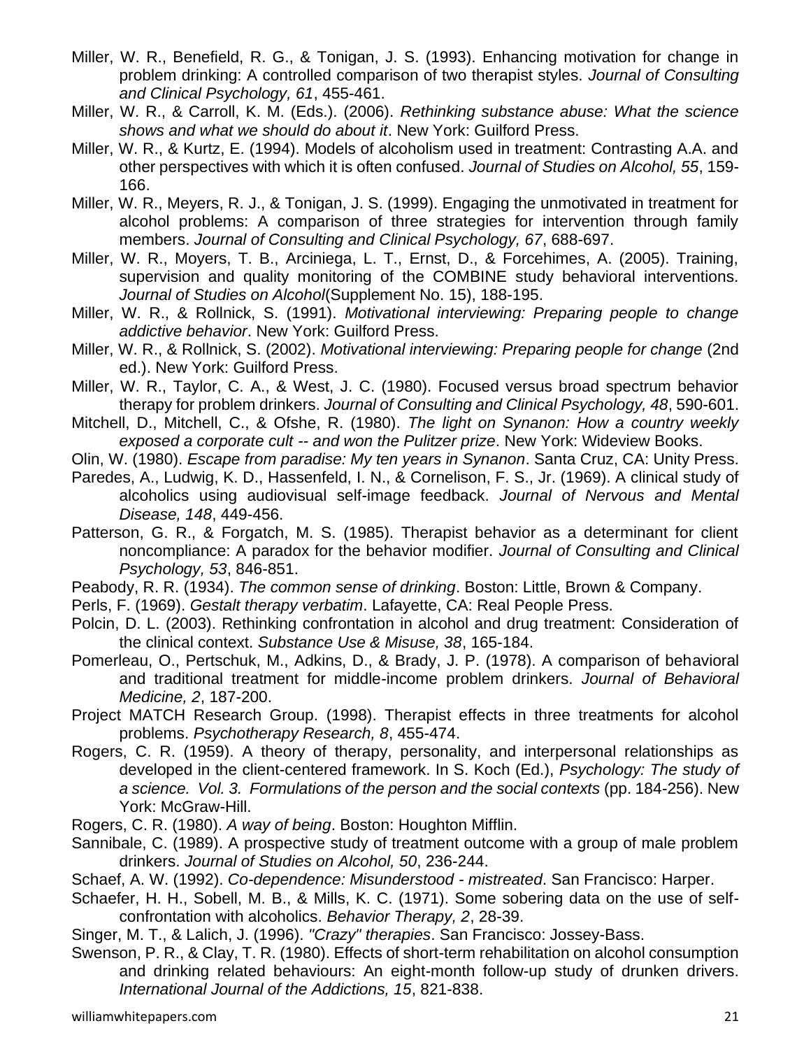Miller, W. R., Benefield, R. G., & Tonigan, J. S. (1993). Enhancing motivation for change in problem drinking: A controlled comparison of two therapist styles. *Journal of Consulting and Clinical Psychology, 61*, 455-461.

Miller, W. R., & Carroll, K. M. (Eds.). (2006). *Rethinking substance abuse: What the science shows and what we should do about it*. New York: Guilford Press.

Miller, W. R., & Kurtz, E. (1994). Models of alcoholism used in treatment: Contrasting A.A. and other perspectives with which it is often confused. *Journal of Studies on Alcohol, 55*, 159-166.

Miller, W. R., Meyers, R. J., & Tonigan, J. S. (1999). Engaging the unmotivated in treatment for alcohol problems: A comparison of three strategies for intervention through family members. *Journal of Consulting and Clinical Psychology, 67*, 688-697.

Miller, W. R., Moyers, T. B., Arciniega, L. T., Ernst, D., & Forcehimes, A. (2005). Training, supervision and quality monitoring of the COMBINE study behavioral interventions. *Journal of Studies on Alcohol*(Supplement No. 15), 188-195.

Miller, W. R., & Rollnick, S. (1991). *Motivational interviewing: Preparing people to change addictive behavior*. New York: Guilford Press.

Miller, W. R., & Rollnick, S. (2002). *Motivational interviewing: Preparing people for change* (2nd ed.). New York: Guilford Press.

Miller, W. R., Taylor, C. A., & West, J. C. (1980). Focused versus broad spectrum behavior therapy for problem drinkers. *Journal of Consulting and Clinical Psychology, 48*, 590-601.

Mitchell, D., Mitchell, C., & Ofshe, R. (1980). *The light on Synanon: How a country weekly exposed a corporate cult -- and won the Pulitzer prize*. New York: Wideview Books.

Olin, W. (1980). *Escape from paradise: My ten years in Synanon*. Santa Cruz, CA: Unity Press.

Paredes, A., Ludwig, K. D., Hassenfeld, I. N., & Cornelison, F. S., Jr. (1969). A clinical study of alcoholics using audiovisual self-image feedback. *Journal of Nervous and Mental Disease, 148*, 449-456.

Patterson, G. R., & Forgatch, M. S. (1985). Therapist behavior as a determinant for client noncompliance: A paradox for the behavior modifier. *Journal of Consulting and Clinical Psychology, 53*, 846-851.

Peabody, R. R. (1934). *The common sense of drinking*. Boston: Little, Brown & Company.

Perls, F. (1969). *Gestalt therapy verbatim*. Lafayette, CA: Real People Press.

Polcin, D. L. (2003). Rethinking confrontation in alcohol and drug treatment: Consideration of the clinical context. *Substance Use & Misuse, 38*, 165-184.

Pomerleau, O., Pertschuk, M., Adkins, D., & Brady, J. P. (1978). A comparison of behavioral and traditional treatment for middle-income problem drinkers. *Journal of Behavioral Medicine, 2*, 187-200.

Project MATCH Research Group. (1998). Therapist effects in three treatments for alcohol problems. *Psychotherapy Research, 8*, 455-474.

Rogers, C. R. (1959). A theory of therapy, personality, and interpersonal relationships as developed in the client-centered framework. In S. Koch (Ed.), *Psychology: The study of a science. Vol. 3. Formulations of the person and the social contexts* (pp. 184-256). New York: McGraw-Hill.

Rogers, C. R. (1980). *A way of being*. Boston: Houghton Mifflin.

Sannibale, C. (1989). A prospective study of treatment outcome with a group of male problem drinkers. *Journal of Studies on Alcohol, 50*, 236-244.

Schaef, A. W. (1992). *Co-dependence: Misunderstood - mistreated*. San Francisco: Harper.

Schaefer, H. H., Sobell, M. B., & Mills, K. C. (1971). Some sobering data on the use of self-confrontation with alcoholics. *Behavior Therapy, 2*, 28-39.

Singer, M. T., & Lalich, J. (1996). *"Crazy" therapies*. San Francisco: Jossey-Bass.

Swenson, P. R., & Clay, T. R. (1980). Effects of short-term rehabilitation on alcohol consumption and drinking related behaviours: An eight-month follow-up study of drunken drivers. *International Journal of the Addictions, 15*, 821-838.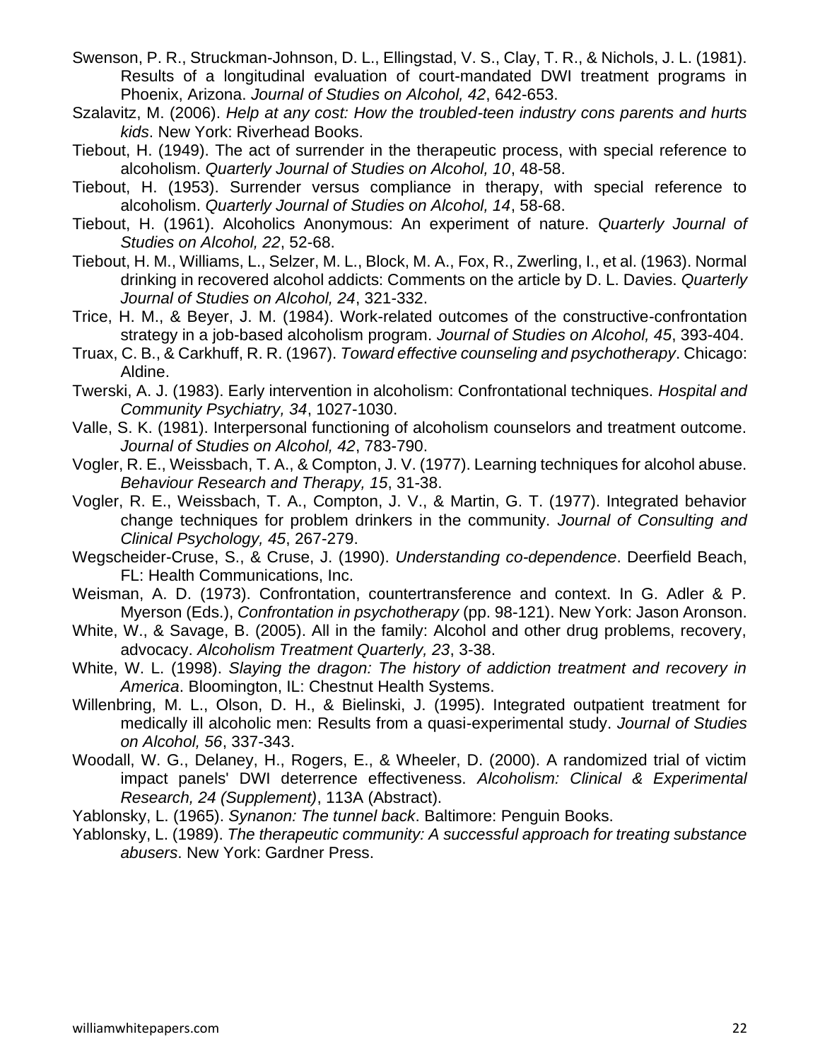Swenson, P. R., Struckman-Johnson, D. L., Ellingstad, V. S., Clay, T. R., & Nichols, J. L. (1981). Results of a longitudinal evaluation of court-mandated DWI treatment programs in Phoenix, Arizona. *Journal of Studies on Alcohol, 42*, 642-653.

Szalavitz, M. (2006). *Help at any cost: How the troubled-teen industry cons parents and hurts kids*. New York: Riverhead Books.

Tiebout, H. (1949). The act of surrender in the therapeutic process, with special reference to alcoholism. *Quarterly Journal of Studies on Alcohol, 10*, 48-58.

Tiebout, H. (1953). Surrender versus compliance in therapy, with special reference to alcoholism. *Quarterly Journal of Studies on Alcohol, 14*, 58-68.

Tiebout, H. (1961). Alcoholics Anonymous: An experiment of nature. *Quarterly Journal of Studies on Alcohol, 22*, 52-68.

Tiebout, H. M., Williams, L., Selzer, M. L., Block, M. A., Fox, R., Zwerling, I., et al. (1963). Normal drinking in recovered alcohol addicts: Comments on the article by D. L. Davies. *Quarterly Journal of Studies on Alcohol, 24*, 321-332.

Trice, H. M., & Beyer, J. M. (1984). Work-related outcomes of the constructive-confrontation strategy in a job-based alcoholism program. *Journal of Studies on Alcohol, 45*, 393-404.

Truax, C. B., & Carkhuff, R. R. (1967). *Toward effective counseling and psychotherapy*. Chicago: Aldine.

Twerski, A. J. (1983). Early intervention in alcoholism: Confrontational techniques. *Hospital and Community Psychiatry, 34*, 1027-1030.

Valle, S. K. (1981). Interpersonal functioning of alcoholism counselors and treatment outcome. *Journal of Studies on Alcohol, 42*, 783-790.

Vogler, R. E., Weissbach, T. A., & Compton, J. V. (1977). Learning techniques for alcohol abuse. *Behaviour Research and Therapy, 15*, 31-38.

Vogler, R. E., Weissbach, T. A., Compton, J. V., & Martin, G. T. (1977). Integrated behavior change techniques for problem drinkers in the community. *Journal of Consulting and Clinical Psychology, 45*, 267-279.

Wegscheider-Cruse, S., & Cruse, J. (1990). *Understanding co-dependence*. Deerfield Beach, FL: Health Communications, Inc.

Weisman, A. D. (1973). Confrontation, countertransference and context. In G. Adler & P. Myerson (Eds.), *Confrontation in psychotherapy* (pp. 98-121). New York: Jason Aronson.

White, W., & Savage, B. (2005). All in the family: Alcohol and other drug problems, recovery, advocacy. *Alcoholism Treatment Quarterly, 23*, 3-38.

White, W. L. (1998). *Slaying the dragon: The history of addiction treatment and recovery in America*. Bloomington, IL: Chestnut Health Systems.

Willenbring, M. L., Olson, D. H., & Bielinski, J. (1995). Integrated outpatient treatment for medically ill alcoholic men: Results from a quasi-experimental study. *Journal of Studies on Alcohol, 56*, 337-343.

Woodall, W. G., Delaney, H., Rogers, E., & Wheeler, D. (2000). A randomized trial of victim impact panels' DWI deterrence effectiveness. *Alcoholism: Clinical & Experimental Research, 24 (Supplement)*, 113A (Abstract).

Yablonsky, L. (1965). *Synanon: The tunnel back*. Baltimore: Penguin Books.

Yablonsky, L. (1989). *The therapeutic community: A successful approach for treating substance abusers*. New York: Gardner Press.